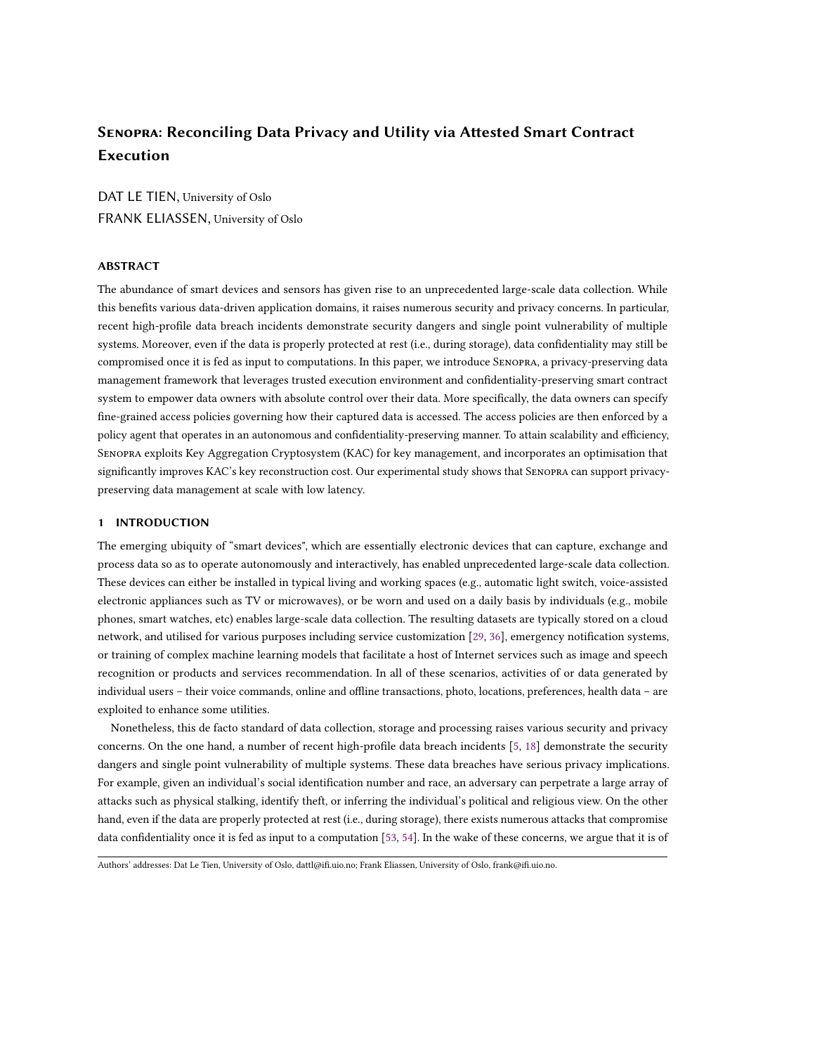# SENOPRA: Reconciling Data Privacy and Utility via Attested Smart Contract Execution

DAT LE TIEN, University of Oslo
FRANK ELIASSEN, University of Oslo

## ABSTRACT

The abundance of smart devices and sensors has given rise to an unprecedented large-scale data collection. While this benefits various data-driven application domains, it raises numerous security and privacy concerns. In particular, recent high-profile data breach incidents demonstrate security dangers and single point vulnerability of multiple systems. Moreover, even if the data is properly protected at rest (i.e., during storage), data confidentiality may still be compromised once it is fed as input to computations. In this paper, we introduce SENOPRA, a privacy-preserving data management framework that leverages trusted execution environment and confidentiality-preserving smart contract system to empower data owners with absolute control over their data. More specifically, the data owners can specify fine-grained access policies governing how their captured data is accessed. The access policies are then enforced by a policy agent that operates in an autonomous and confidentiality-preserving manner. To attain scalability and efficiency, SENOPRA exploits Key Aggregation Cryptosystem (KAC) for key management, and incorporates an optimisation that significantly improves KAC's key reconstruction cost. Our experimental study shows that SENOPRA can support privacy-preserving data management at scale with low latency.

## 1 INTRODUCTION

The emerging ubiquity of "smart devices", which are essentially electronic devices that can capture, exchange and process data so as to operate autonomously and interactively, has enabled unprecedented large-scale data collection. These devices can either be installed in typical living and working spaces (e.g., automatic light switch, voice-assisted electronic appliances such as TV or microwaves), or be worn and used on a daily basis by individuals (e.g., mobile phones, smart watches, etc) enables large-scale data collection. The resulting datasets are typically stored on a cloud network, and utilised for various purposes including service customization [29, 36], emergency notification systems, or training of complex machine learning models that facilitate a host of Internet services such as image and speech recognition or products and services recommendation. In all of these scenarios, activities of or data generated by individual users – their voice commands, online and offline transactions, photo, locations, preferences, health data – are exploited to enhance some utilities.

Nonetheless, this de facto standard of data collection, storage and processing raises various security and privacy concerns. On the one hand, a number of recent high-profile data breach incidents [5, 18] demonstrate the security dangers and single point vulnerability of multiple systems. These data breaches have serious privacy implications. For example, given an individual's social identification number and race, an adversary can perpetrate a large array of attacks such as physical stalking, identify theft, or inferring the individual's political and religious view. On the other hand, even if the data are properly protected at rest (i.e., during storage), there exists numerous attacks that compromise data confidentiality once it is fed as input to a computation [53, 54]. In the wake of these concerns, we argue that it is of

Authors' addresses: Dat Le Tien, University of Oslo, dattl@ifi.uio.no; Frank Eliassen, University of Oslo, frank@ifi.uio.no.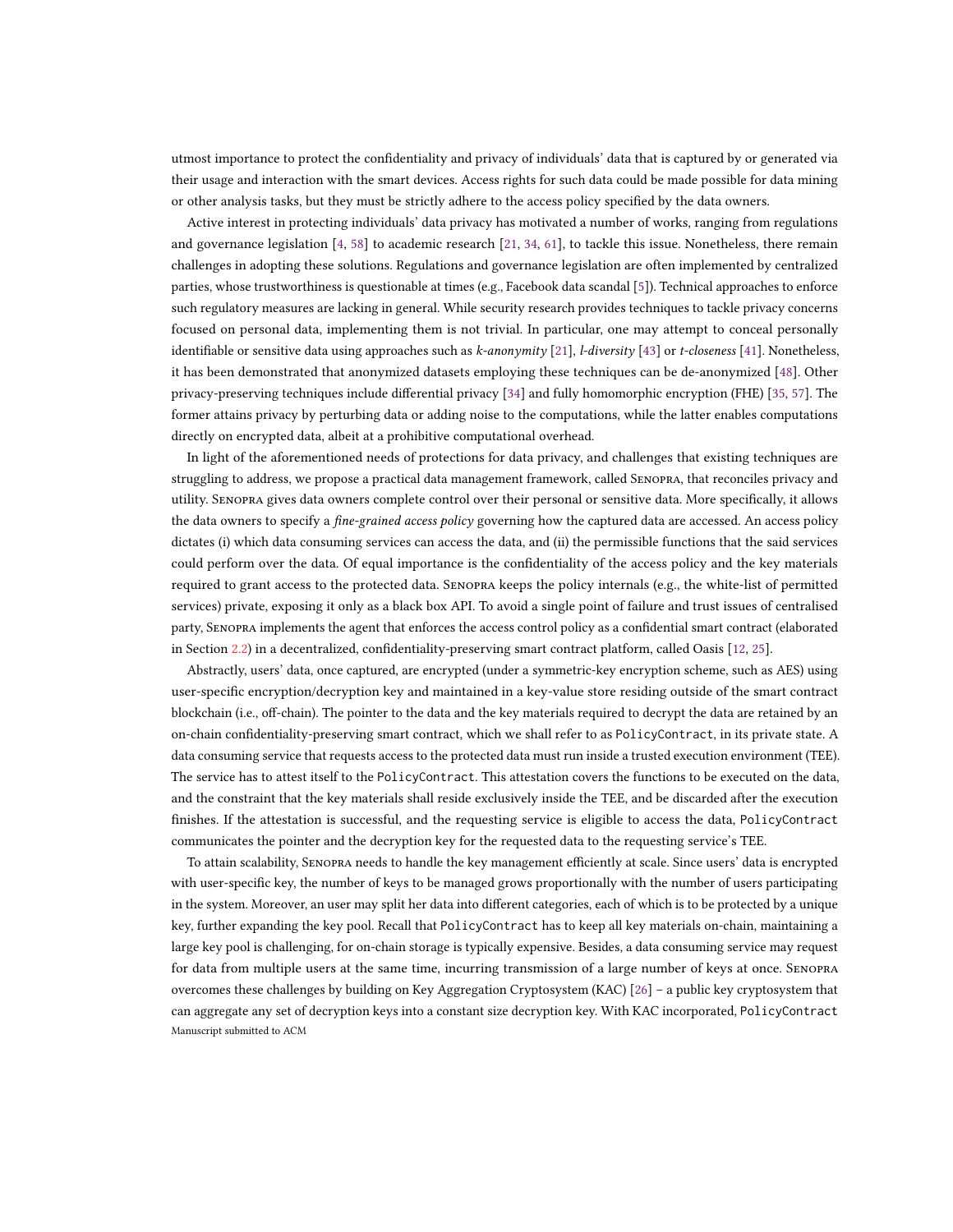utmost importance to protect the confidentiality and privacy of individuals' data that is captured by or generated via their usage and interaction with the smart devices. Access rights for such data could be made possible for data mining or other analysis tasks, but they must be strictly adhere to the access policy specified by the data owners.

Active interest in protecting individuals' data privacy has motivated a number of works, ranging from regulations and governance legislation [4, 58] to academic research [21, 34, 61], to tackle this issue. Nonetheless, there remain challenges in adopting these solutions. Regulations and governance legislation are often implemented by centralized parties, whose trustworthiness is questionable at times (e.g., Facebook data scandal [5]). Technical approaches to enforce such regulatory measures are lacking in general. While security research provides techniques to tackle privacy concerns focused on personal data, implementing them is not trivial. In particular, one may attempt to conceal personally identifiable or sensitive data using approaches such as *k-anonymity* [21], *l-diversity* [43] or *t-closeness* [41]. Nonetheless, it has been demonstrated that anonymized datasets employing these techniques can be de-anonymized [48]. Other privacy-preserving techniques include differential privacy [34] and fully homomorphic encryption (FHE) [35, 57]. The former attains privacy by perturbing data or adding noise to the computations, while the latter enables computations directly on encrypted data, albeit at a prohibitive computational overhead.

In light of the aforementioned needs of protections for data privacy, and challenges that existing techniques are struggling to address, we propose a practical data management framework, called Senopra, that reconciles privacy and utility. Senopra gives data owners complete control over their personal or sensitive data. More specifically, it allows the data owners to specify a *fine-grained access policy* governing how the captured data are accessed. An access policy dictates (i) which data consuming services can access the data, and (ii) the permissible functions that the said services could perform over the data. Of equal importance is the confidentiality of the access policy and the key materials required to grant access to the protected data. Senopra keeps the policy internals (e.g., the white-list of permitted services) private, exposing it only as a black box API. To avoid a single point of failure and trust issues of centralised party, Senopra implements the agent that enforces the access control policy as a confidential smart contract (elaborated in Section 2.2) in a decentralized, confidentiality-preserving smart contract platform, called Oasis [12, 25].

Abstractly, users' data, once captured, are encrypted (under a symmetric-key encryption scheme, such as AES) using user-specific encryption/decryption key and maintained in a key-value store residing outside of the smart contract blockchain (i.e., off-chain). The pointer to the data and the key materials required to decrypt the data are retained by an on-chain confidentiality-preserving smart contract, which we shall refer to as `PolicyContract`, in its private state. A data consuming service that requests access to the protected data must run inside a trusted execution environment (TEE). The service has to attest itself to the `PolicyContract`. This attestation covers the functions to be executed on the data, and the constraint that the key materials shall reside exclusively inside the TEE, and be discarded after the execution finishes. If the attestation is successful, and the requesting service is eligible to access the data, `PolicyContract` communicates the pointer and the decryption key for the requested data to the requesting service's TEE.

To attain scalability, Senopra needs to handle the key management efficiently at scale. Since users' data is encrypted with user-specific key, the number of keys to be managed grows proportionally with the number of users participating in the system. Moreover, an user may split her data into different categories, each of which is to be protected by a unique key, further expanding the key pool. Recall that `PolicyContract` has to keep all key materials on-chain, maintaining a large key pool is challenging, for on-chain storage is typically expensive. Besides, a data consuming service may request for data from multiple users at the same time, incurring transmission of a large number of keys at once. Senopra overcomes these challenges by building on Key Aggregation Cryptosystem (KAC) [26] – a public key cryptosystem that can aggregate any set of decryption keys into a constant size decryption key. With KAC incorporated, `PolicyContract`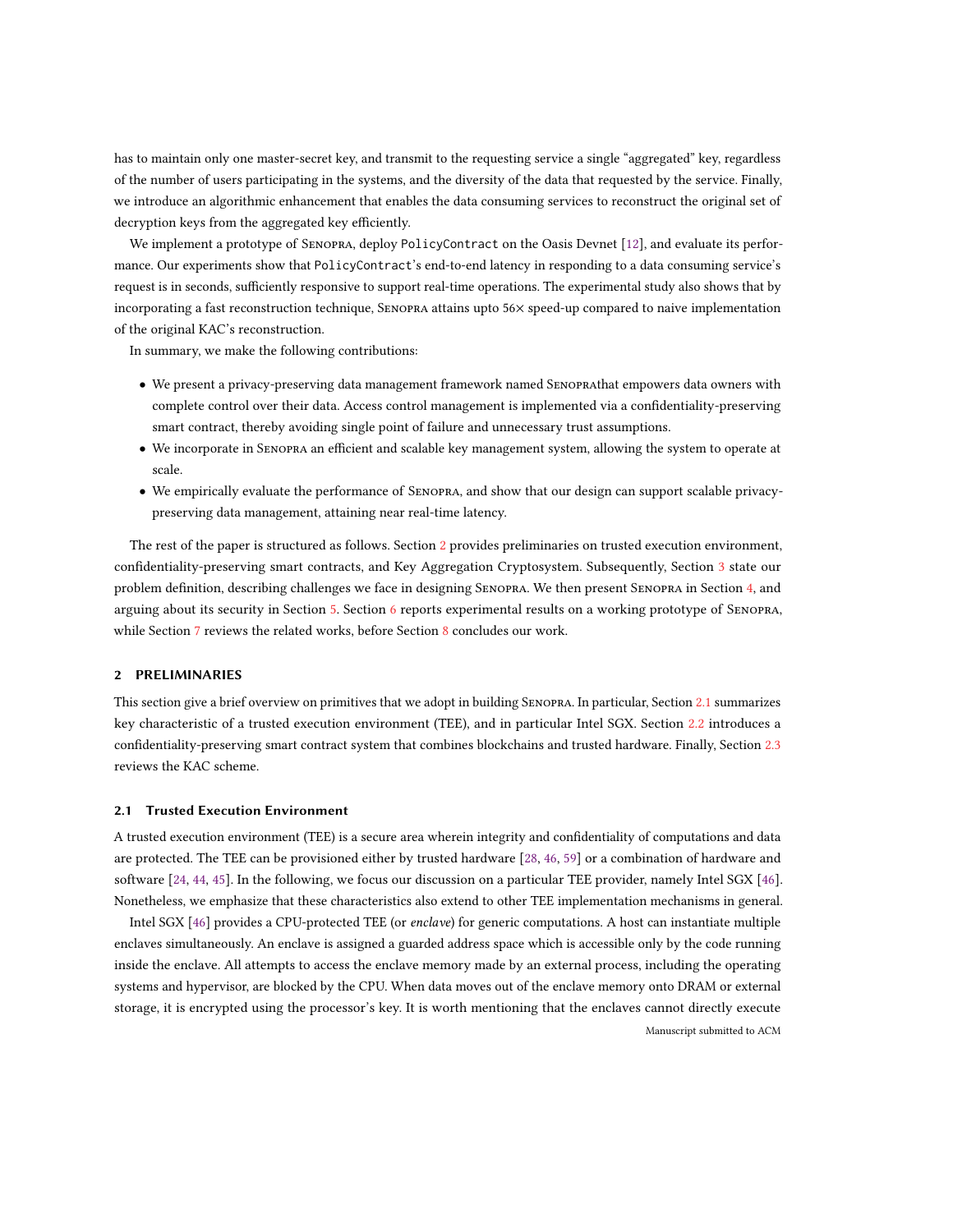has to maintain only one master-secret key, and transmit to the requesting service a single "aggregated" key, regardless of the number of users participating in the systems, and the diversity of the data that requested by the service. Finally, we introduce an algorithmic enhancement that enables the data consuming services to reconstruct the original set of decryption keys from the aggregated key efficiently.

We implement a prototype of Senopra, deploy `PolicyContract` on the Oasis Devnet [12], and evaluate its performance. Our experiments show that `PolicyContract`'s end-to-end latency in responding to a data consuming service's request is in seconds, sufficiently responsive to support real-time operations. The experimental study also shows that by incorporating a fast reconstruction technique, Senopra attains upto 56× speed-up compared to naive implementation of the original KAC's reconstruction.

In summary, we make the following contributions:

- We present a privacy-preserving data management framework named Senoprathat empowers data owners with complete control over their data. Access control management is implemented via a confidentiality-preserving smart contract, thereby avoiding single point of failure and unnecessary trust assumptions.
- We incorporate in Senopra an efficient and scalable key management system, allowing the system to operate at scale.
- We empirically evaluate the performance of Senopra, and show that our design can support scalable privacy-preserving data management, attaining near real-time latency.

The rest of the paper is structured as follows. Section 2 provides preliminaries on trusted execution environment, confidentiality-preserving smart contracts, and Key Aggregation Cryptosystem. Subsequently, Section 3 state our problem definition, describing challenges we face in designing Senopra. We then present Senopra in Section 4, and arguing about its security in Section 5. Section 6 reports experimental results on a working prototype of Senopra, while Section 7 reviews the related works, before Section 8 concludes our work.

## 2 PRELIMINARIES

This section give a brief overview on primitives that we adopt in building Senopra. In particular, Section 2.1 summarizes key characteristic of a trusted execution environment (TEE), and in particular Intel SGX. Section 2.2 introduces a confidentiality-preserving smart contract system that combines blockchains and trusted hardware. Finally, Section 2.3 reviews the KAC scheme.

### 2.1 Trusted Execution Environment

A trusted execution environment (TEE) is a secure area wherein integrity and confidentiality of computations and data are protected. The TEE can be provisioned either by trusted hardware [28, 46, 59] or a combination of hardware and software [24, 44, 45]. In the following, we focus our discussion on a particular TEE provider, namely Intel SGX [46]. Nonetheless, we emphasize that these characteristics also extend to other TEE implementation mechanisms in general.

Intel SGX [46] provides a CPU-protected TEE (or *enclave*) for generic computations. A host can instantiate multiple enclaves simultaneously. An enclave is assigned a guarded address space which is accessible only by the code running inside the enclave. All attempts to access the enclave memory made by an external process, including the operating systems and hypervisor, are blocked by the CPU. When data moves out of the enclave memory onto DRAM or external storage, it is encrypted using the processor's key. It is worth mentioning that the enclaves cannot directly execute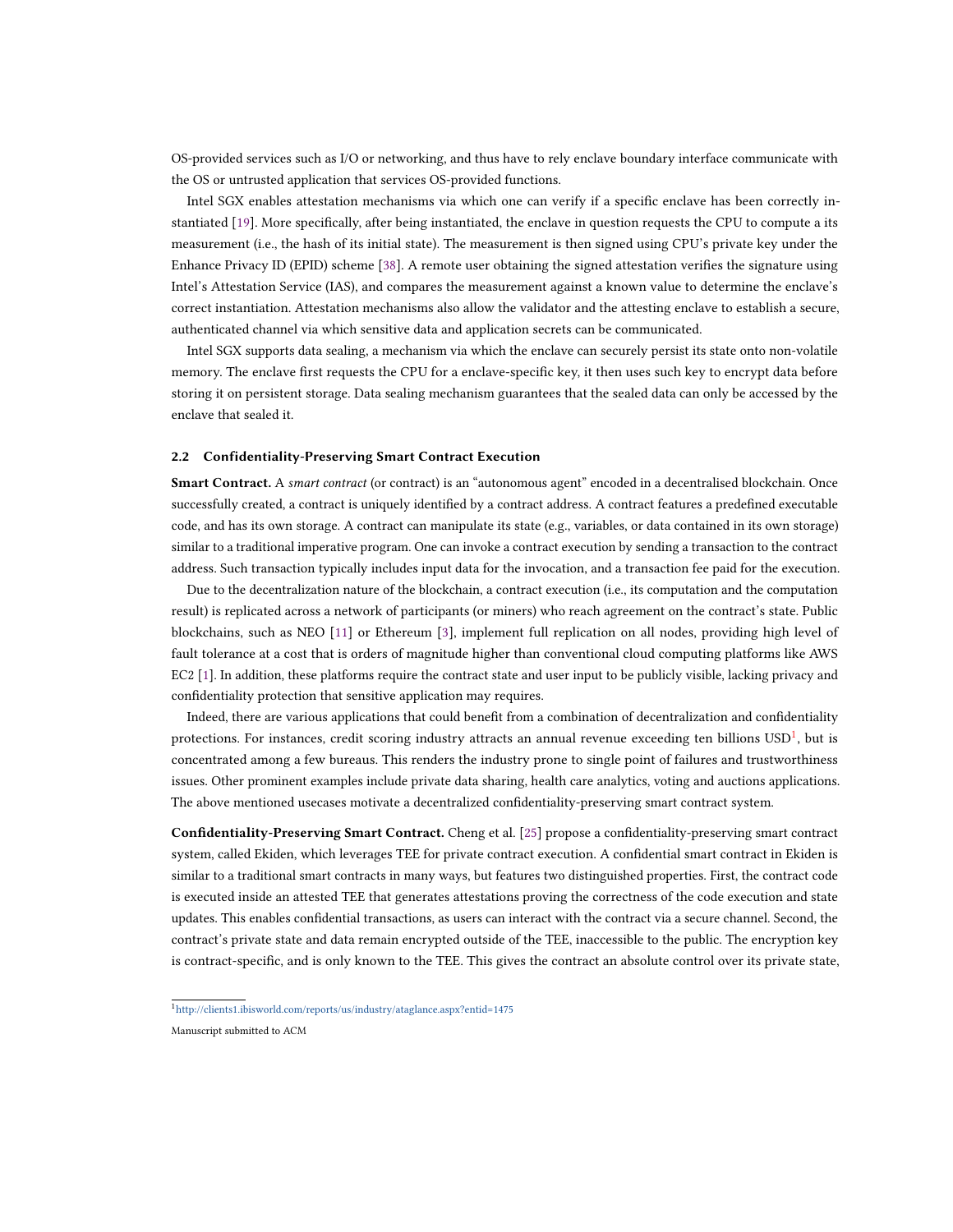OS-provided services such as I/O or networking, and thus have to rely enclave boundary interface communicate with the OS or untrusted application that services OS-provided functions.

Intel SGX enables attestation mechanisms via which one can verify if a specific enclave has been correctly instantiated [19]. More specifically, after being instantiated, the enclave in question requests the CPU to compute a its measurement (i.e., the hash of its initial state). The measurement is then signed using CPU's private key under the Enhance Privacy ID (EPID) scheme [38]. A remote user obtaining the signed attestation verifies the signature using Intel's Attestation Service (IAS), and compares the measurement against a known value to determine the enclave's correct instantiation. Attestation mechanisms also allow the validator and the attesting enclave to establish a secure, authenticated channel via which sensitive data and application secrets can be communicated.

Intel SGX supports data sealing, a mechanism via which the enclave can securely persist its state onto non-volatile memory. The enclave first requests the CPU for a enclave-specific key, it then uses such key to encrypt data before storing it on persistent storage. Data sealing mechanism guarantees that the sealed data can only be accessed by the enclave that sealed it.

### 2.2 Confidentiality-Preserving Smart Contract Execution

**Smart Contract.** A *smart contract* (or contract) is an "autonomous agent" encoded in a decentralised blockchain. Once successfully created, a contract is uniquely identified by a contract address. A contract features a predefined executable code, and has its own storage. A contract can manipulate its state (e.g., variables, or data contained in its own storage) similar to a traditional imperative program. One can invoke a contract execution by sending a transaction to the contract address. Such transaction typically includes input data for the invocation, and a transaction fee paid for the execution.

Due to the decentralization nature of the blockchain, a contract execution (i.e., its computation and the computation result) is replicated across a network of participants (or miners) who reach agreement on the contract's state. Public blockchains, such as NEO [11] or Ethereum [3], implement full replication on all nodes, providing high level of fault tolerance at a cost that is orders of magnitude higher than conventional cloud computing platforms like AWS EC2 [1]. In addition, these platforms require the contract state and user input to be publicly visible, lacking privacy and confidentiality protection that sensitive application may requires.

Indeed, there are various applications that could benefit from a combination of decentralization and confidentiality protections. For instances, credit scoring industry attracts an annual revenue exceeding ten billions USD[1], but is concentrated among a few bureaus. This renders the industry prone to single point of failures and trustworthiness issues. Other prominent examples include private data sharing, health care analytics, voting and auctions applications. The above mentioned usecases motivate a decentralized confidentiality-preserving smart contract system.

**Confidentiality-Preserving Smart Contract.** Cheng et al. [25] propose a confidentiality-preserving smart contract system, called Ekiden, which leverages TEE for private contract execution. A confidential smart contract in Ekiden is similar to a traditional smart contracts in many ways, but features two distinguished properties. First, the contract code is executed inside an attested TEE that generates attestations proving the correctness of the code execution and state updates. This enables confidential transactions, as users can interact with the contract via a secure channel. Second, the contract's private state and data remain encrypted outside of the TEE, inaccessible to the public. The encryption key is contract-specific, and is only known to the TEE. This gives the contract an absolute control over its private state,

[1] http://clients1.ibisworld.com/reports/us/industry/ataglance.aspx?entid=1475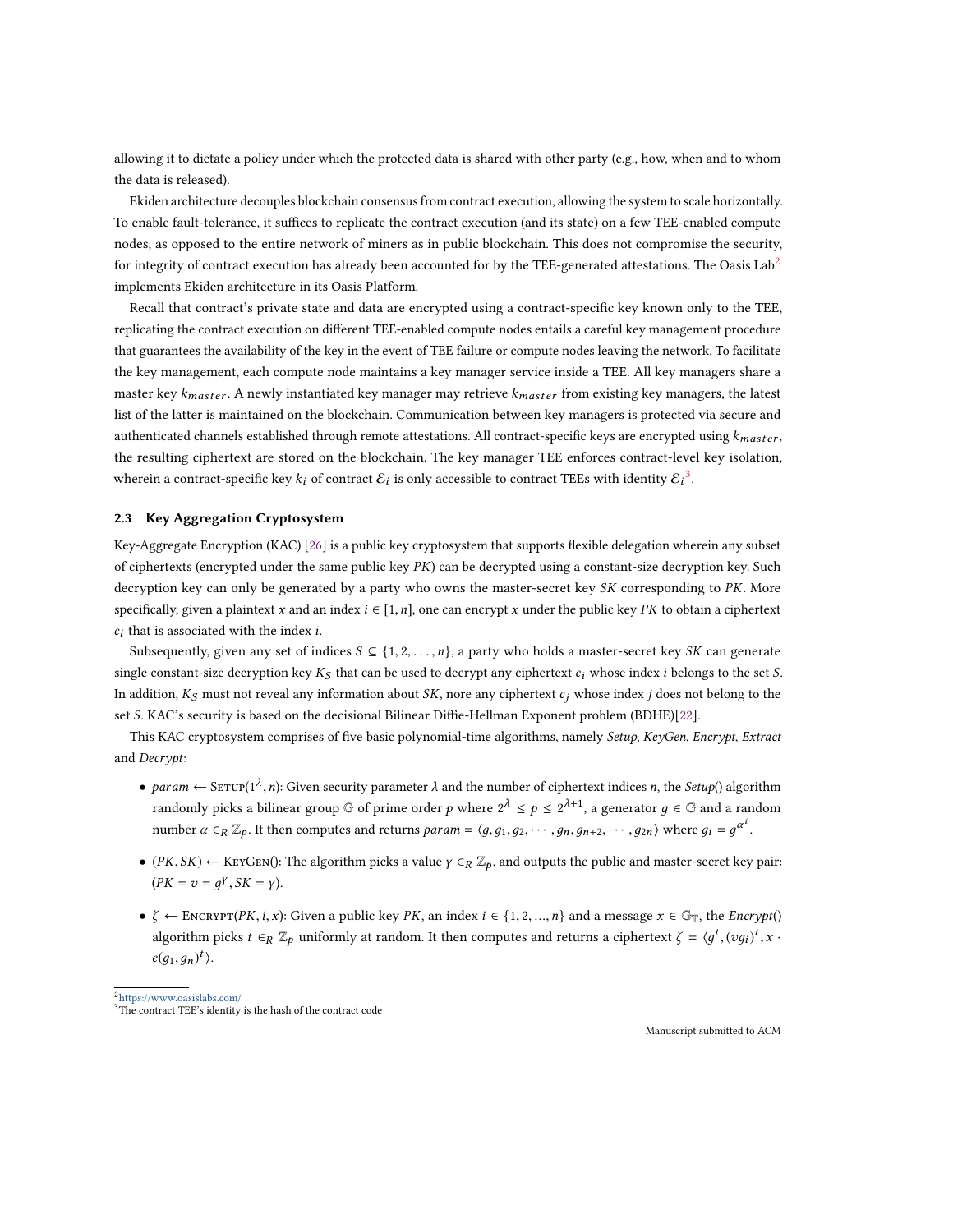allowing it to dictate a policy under which the protected data is shared with other party (e.g., how, when and to whom the data is released).

Ekiden architecture decouples blockchain consensus from contract execution, allowing the system to scale horizontally. To enable fault-tolerance, it suffices to replicate the contract execution (and its state) on a few TEE-enabled compute nodes, as opposed to the entire network of miners as in public blockchain. This does not compromise the security, for integrity of contract execution has already been accounted for by the TEE-generated attestations. The Oasis Lab[2] implements Ekiden architecture in its Oasis Platform.

Recall that contract's private state and data are encrypted using a contract-specific key known only to the TEE, replicating the contract execution on different TEE-enabled compute nodes entails a careful key management procedure that guarantees the availability of the key in the event of TEE failure or compute nodes leaving the network. To facilitate the key management, each compute node maintains a key manager service inside a TEE. All key managers share a master key $k_{master}$. A newly instantiated key manager may retrieve $k_{master}$ from existing key managers, the latest list of the latter is maintained on the blockchain. Communication between key managers is protected via secure and authenticated channels established through remote attestations. All contract-specific keys are encrypted using $k_{master}$, the resulting ciphertext are stored on the blockchain. The key manager TEE enforces contract-level key isolation, wherein a contract-specific key $k_i$ of contract $\mathcal{E}_i$ is only accessible to contract TEEs with identity $\mathcal{E}_i$[3].

### 2.3 Key Aggregation Cryptosystem

Key-Aggregate Encryption (KAC) [26] is a public key cryptosystem that supports flexible delegation wherein any subset of ciphertexts (encrypted under the same public key $PK$) can be decrypted using a constant-size decryption key. Such decryption key can only be generated by a party who owns the master-secret key $SK$ corresponding to $PK$. More specifically, given a plaintext $x$ and an index $i \in [1, n]$, one can encrypt $x$ under the public key $PK$ to obtain a ciphertext $c_i$ that is associated with the index $i$.

Subsequently, given any set of indices $S \subseteq \{1, 2, \ldots, n\}$, a party who holds a master-secret key $SK$ can generate single constant-size decryption key $K_S$ that can be used to decrypt any ciphertext $c_i$ whose index $i$ belongs to the set $S$. In addition, $K_S$ must not reveal any information about $SK$, nore any ciphertext $c_j$ whose index $j$ does not belong to the set $S$. KAC's security is based on the decisional Bilinear Diffie-Hellman Exponent problem (BDHE)[22].

This KAC cryptosystem comprises of five basic polynomial-time algorithms, namely *Setup*, *KeyGen*, *Encrypt*, *Extract* and *Decrypt*:

- $param \leftarrow \textsc{Setup}(1^\lambda, n)$: Given security parameter $\lambda$ and the number of ciphertext indices $n$, the *Setup*() algorithm randomly picks a bilinear group $\mathbb{G}$ of prime order $p$ where $2^\lambda \leq p \leq 2^{\lambda+1}$, a generator $g \in \mathbb{G}$ and a random number $\alpha \in_R \mathbb{Z}_p$. It then computes and returns $param = \langle g, g_1, g_2, \cdots, g_n, g_{n+2}, \cdots, g_{2n} \rangle$ where $g_i = g^{\alpha^i}$.
- $(PK, SK) \leftarrow \textsc{KeyGen}()$: The algorithm picks a value $\gamma \in_R \mathbb{Z}_p$, and outputs the public and master-secret key pair: $(PK = v = g^\gamma, SK = \gamma)$.
- $\zeta \leftarrow \textsc{Encrypt}(PK, i, x)$: Given a public key $PK$, an index $i \in \{1, 2, \ldots, n\}$ and a message $x \in \mathbb{G}_\mathbb{T}$, the *Encrypt*() algorithm picks $t \in_R \mathbb{Z}_p$ uniformly at random. It then computes and returns a ciphertext $\zeta = \langle g^t, (vg_i)^t, x \cdot e(g_1, g_n)^t \rangle$.

[2] https://www.oasislabs.com/

[3] The contract TEE's identity is the hash of the contract code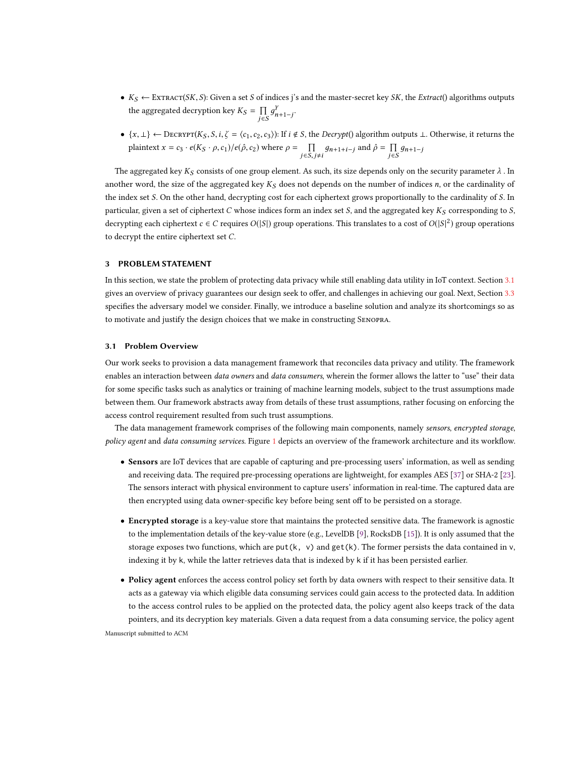- $K_S \leftarrow$ Extract$(SK, S)$: Given a set $S$ of indices j's and the master-secret key $SK$, the *Extract*() algorithms outputs the aggregated decryption key $K_S = \prod_{j \in S} g^{\gamma}_{n+1-j}$.
- $\{x, \perp\} \leftarrow$ Decrypt$(K_S, S, i, \zeta = \langle c_1, c_2, c_3 \rangle)$: If $i \notin S$, the *Decrypt*() algorithm outputs $\perp$. Otherwise, it returns the plaintext $x = c_3 \cdot e(K_S \cdot \rho, c_1)/e(\hat{\rho}, c_2)$ where $\rho = \prod_{j \in S, j \neq i} g_{n+1+i-j}$ and $\hat{\rho} = \prod_{j \in S} g_{n+1-j}$

The aggregated key $K_S$ consists of one group element. As such, its size depends only on the security parameter $\lambda$ . In another word, the size of the aggregated key $K_S$ does not depends on the number of indices $n$, or the cardinality of the index set $S$. On the other hand, decrypting cost for each ciphertext grows proportionally to the cardinality of $S$. In particular, given a set of ciphertext $C$ whose indices form an index set $S$, and the aggregated key $K_S$ corresponding to $S$, decrypting each ciphertext $c \in C$ requires $O(|S|)$ group operations. This translates to a cost of $O(|S|^2)$ group operations to decrypt the entire ciphertext set $C$.

## 3 PROBLEM STATEMENT

In this section, we state the problem of protecting data privacy while still enabling data utility in IoT context. Section 3.1 gives an overview of privacy guarantees our design seek to offer, and challenges in achieving our goal. Next, Section 3.3 specifies the adversary model we consider. Finally, we introduce a baseline solution and analyze its shortcomings so as to motivate and justify the design choices that we make in constructing Senopra.

### 3.1 Problem Overview

Our work seeks to provision a data management framework that reconciles data privacy and utility. The framework enables an interaction between *data owners* and *data consumers*, wherein the former allows the latter to "use" their data for some specific tasks such as analytics or training of machine learning models, subject to the trust assumptions made between them. Our framework abstracts away from details of these trust assumptions, rather focusing on enforcing the access control requirement resulted from such trust assumptions.

The data management framework comprises of the following main components, namely *sensors*, *encrypted storage*, *policy agent* and *data consuming services*. Figure 1 depicts an overview of the framework architecture and its workflow.

- **Sensors** are IoT devices that are capable of capturing and pre-processing users' information, as well as sending and receiving data. The required pre-processing operations are lightweight, for examples AES [37] or SHA-2 [23]. The sensors interact with physical environment to capture users' information in real-time. The captured data are then encrypted using data owner-specific key before being sent off to be persisted on a storage.
- **Encrypted storage** is a key-value store that maintains the protected sensitive data. The framework is agnostic to the implementation details of the key-value store (e.g., LevelDB [9], RocksDB [15]). It is only assumed that the storage exposes two functions, which are `put(k, v)` and `get(k)`. The former persists the data contained in v, indexing it by k, while the latter retrieves data that is indexed by k if it has been persisted earlier.
- **Policy agent** enforces the access control policy set forth by data owners with respect to their sensitive data. It acts as a gateway via which eligible data consuming services could gain access to the protected data. In addition to the access control rules to be applied on the protected data, the policy agent also keeps track of the data pointers, and its decryption key materials. Given a data request from a data consuming service, the policy agent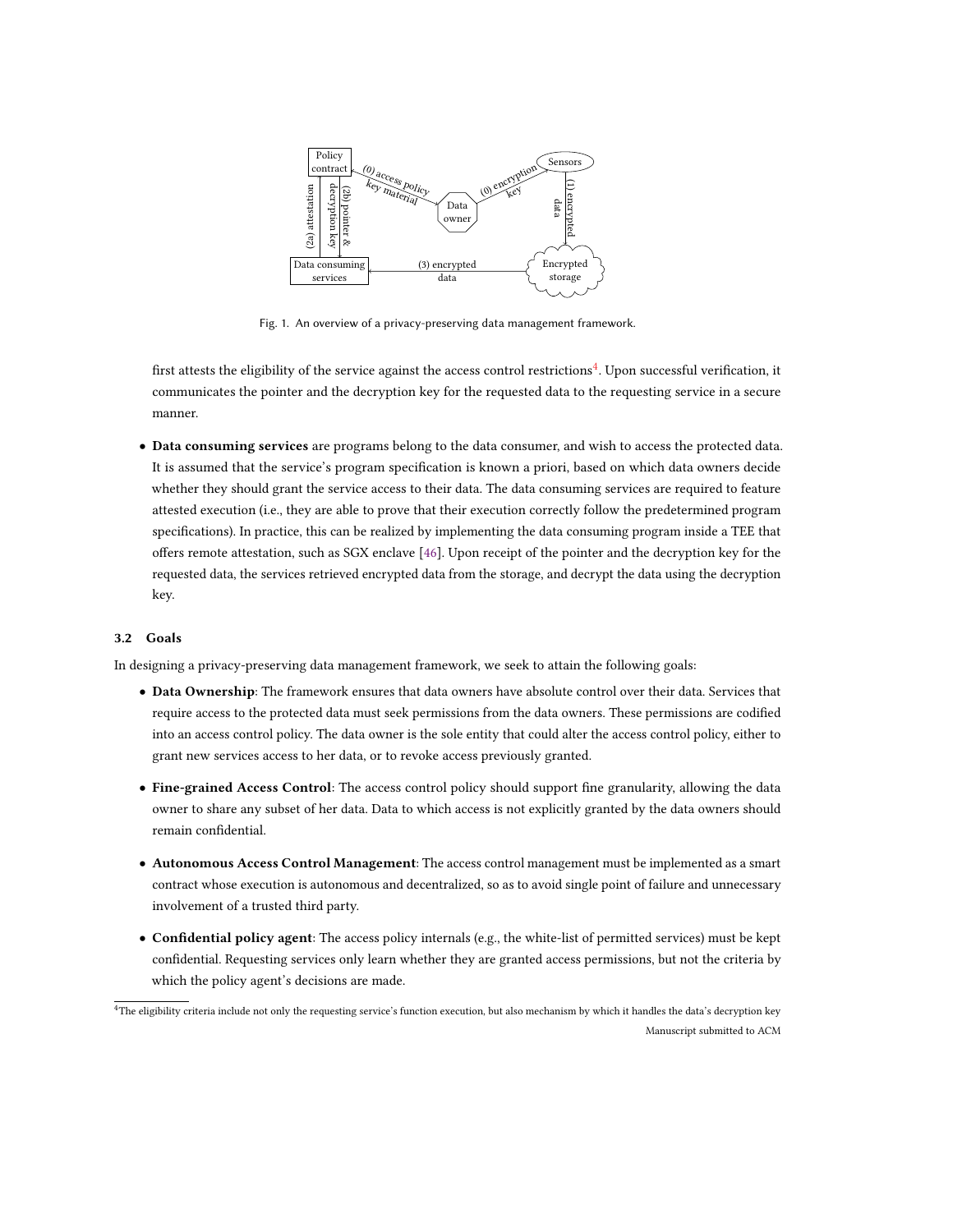Fig. 1. An overview of a privacy-preserving data management framework.

first attests the eligibility of the service against the access control restrictions[4]. Upon successful verification, it communicates the pointer and the decryption key for the requested data to the requesting service in a secure manner.

- **Data consuming services** are programs belong to the data consumer, and wish to access the protected data. It is assumed that the service's program specification is known a priori, based on which data owners decide whether they should grant the service access to their data. The data consuming services are required to feature attested execution (i.e., they are able to prove that their execution correctly follow the predetermined program specifications). In practice, this can be realized by implementing the data consuming program inside a TEE that offers remote attestation, such as SGX enclave [46]. Upon receipt of the pointer and the decryption key for the requested data, the services retrieved encrypted data from the storage, and decrypt the data using the decryption key.

### 3.2 Goals

In designing a privacy-preserving data management framework, we seek to attain the following goals:

- **Data Ownership**: The framework ensures that data owners have absolute control over their data. Services that require access to the protected data must seek permissions from the data owners. These permissions are codified into an access control policy. The data owner is the sole entity that could alter the access control policy, either to grant new services access to her data, or to revoke access previously granted.
- **Fine-grained Access Control**: The access control policy should support fine granularity, allowing the data owner to share any subset of her data. Data to which access is not explicitly granted by the data owners should remain confidential.
- **Autonomous Access Control Management**: The access control management must be implemented as a smart contract whose execution is autonomous and decentralized, so as to avoid single point of failure and unnecessary involvement of a trusted third party.
- **Confidential policy agent**: The access policy internals (e.g., the white-list of permitted services) must be kept confidential. Requesting services only learn whether they are granted access permissions, but not the criteria by which the policy agent's decisions are made.

[4] The eligibility criteria include not only the requesting service's function execution, but also mechanism by which it handles the data's decryption key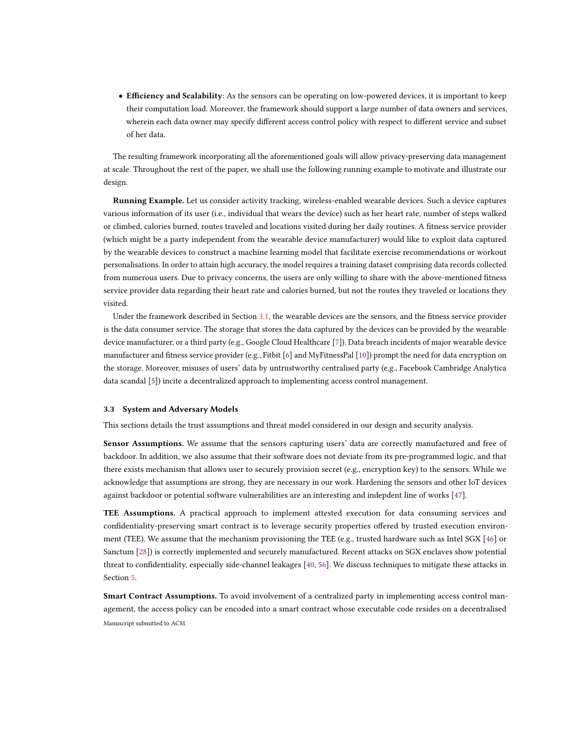- **Efficiency and Scalability**: As the sensors can be operating on low-powered devices, it is important to keep their computation load. Moreover, the framework should support a large number of data owners and services, wherein each data owner may specify different access control policy with respect to different service and subset of her data.

The resulting framework incorporating all the aforementioned goals will allow privacy-preserving data management at scale. Throughout the rest of the paper, we shall use the following running example to motivate and illustrate our design.

**Running Example.** Let us consider activity tracking, wireless-enabled wearable devices. Such a device captures various information of its user (i.e., individual that wears the device) such as her heart rate, number of steps walked or climbed, calories burned, routes traveled and locations visited during her daily routines. A fitness service provider (which might be a party independent from the wearable device manufacturer) would like to exploit data captured by the wearable devices to construct a machine learning model that facilitate exercise recommendations or workout personalisations. In order to attain high accuracy, the model requires a training dataset comprising data records collected from numerous users. Due to privacy concerns, the users are only willing to share with the above-mentioned fitness service provider data regarding their heart rate and calories burned, but not the routes they traveled or locations they visited.

Under the framework described in Section 3.1, the wearable devices are the sensors, and the fitness service provider is the data consumer service. The storage that stores the data captured by the devices can be provided by the wearable device manufacturer, or a third party (e.g., Google Cloud Healthcare [7]). Data breach incidents of major wearable device manufacturer and fitness service provider (e.g., Fitbit [6] and MyFitnessPal [10]) prompt the need for data encryption on the storage. Moreover, misuses of users' data by untrustworthy centralised party (e.g., Facebook Cambridge Analytica data scandal [5]) incite a decentralized approach to implementing access control management.

### 3.3 System and Adversary Models

This sections details the trust assumptions and threat model considered in our design and security analysis.

**Sensor Assumptions.** We assume that the sensors capturing users' data are correctly manufactured and free of backdoor. In addition, we also assume that their software does not deviate from its pre-programmed logic, and that there exists mechanism that allows user to securely provision secret (e.g., encryption key) to the sensors. While we acknowledge that assumptions are strong, they are necessary in our work. Hardening the sensors and other IoT devices against backdoor or potential software vulnerabilities are an interesting and indepdent line of works [47].

**TEE Assumptions.** A practical approach to implement attested execution for data consuming services and confidentiality-preserving smart contract is to leverage security properties offered by trusted execution environment (TEE). We assume that the mechanism provisioning the TEE (e.g., trusted hardware such as Intel SGX [46] or Sanctum [28]) is correctly implemented and securely manufactured. Recent attacks on SGX enclaves show potential threat to confidentiality, especially side-channel leakages [40, 56]. We discuss techniques to mitigate these attacks in Section 5.

**Smart Contract Assumptions.** To avoid involvement of a centralized party in implementing access control management, the access policy can be encoded into a smart contract whose executable code resides on a decentralised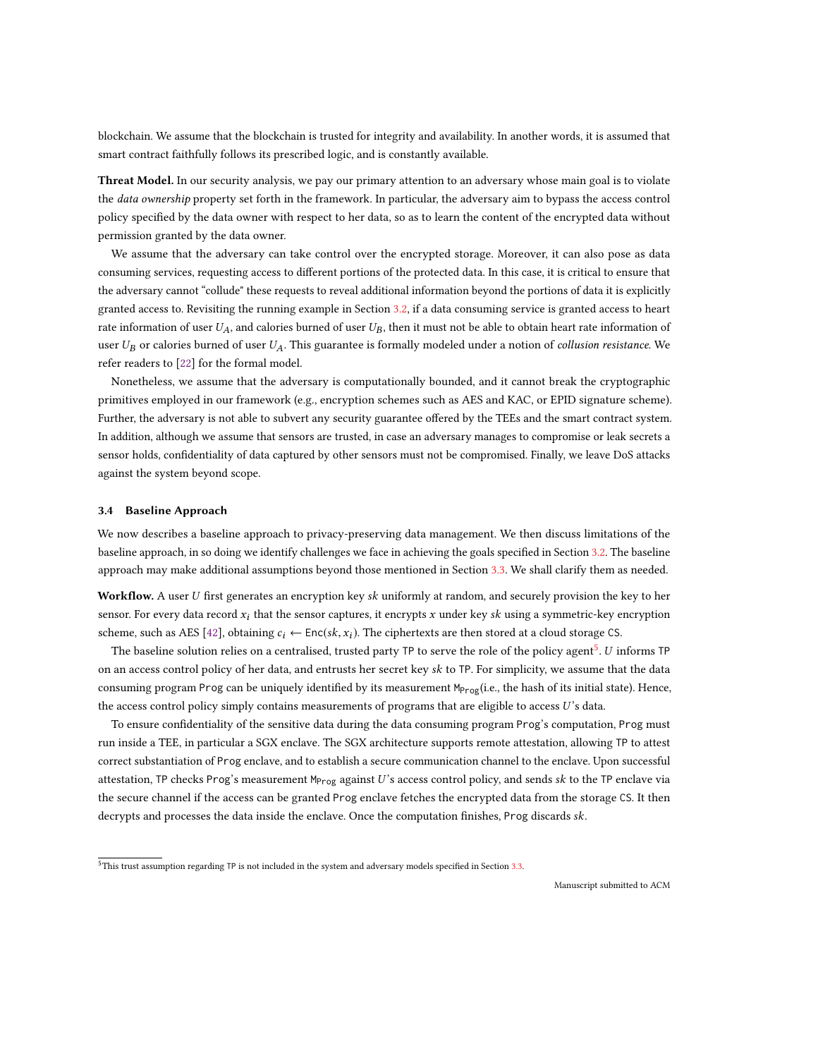blockchain. We assume that the blockchain is trusted for integrity and availability. In another words, it is assumed that smart contract faithfully follows its prescribed logic, and is constantly available.

**Threat Model.** In our security analysis, we pay our primary attention to an adversary whose main goal is to violate the *data ownership* property set forth in the framework. In particular, the adversary aim to bypass the access control policy specified by the data owner with respect to her data, so as to learn the content of the encrypted data without permission granted by the data owner.

We assume that the adversary can take control over the encrypted storage. Moreover, it can also pose as data consuming services, requesting access to different portions of the protected data. In this case, it is critical to ensure that the adversary cannot "collude" these requests to reveal additional information beyond the portions of data it is explicitly granted access to. Revisiting the running example in Section 3.2, if a data consuming service is granted access to heart rate information of user $U_A$, and calories burned of user $U_B$, then it must not be able to obtain heart rate information of user $U_B$ or calories burned of user $U_A$. This guarantee is formally modeled under a notion of *collusion resistance*. We refer readers to [22] for the formal model.

Nonetheless, we assume that the adversary is computationally bounded, and it cannot break the cryptographic primitives employed in our framework (e.g., encryption schemes such as AES and KAC, or EPID signature scheme). Further, the adversary is not able to subvert any security guarantee offered by the TEEs and the smart contract system. In addition, although we assume that sensors are trusted, in case an adversary manages to compromise or leak secrets a sensor holds, confidentiality of data captured by other sensors must not be compromised. Finally, we leave DoS attacks against the system beyond scope.

### 3.4 Baseline Approach

We now describes a baseline approach to privacy-preserving data management. We then discuss limitations of the baseline approach, in so doing we identify challenges we face in achieving the goals specified in Section 3.2. The baseline approach may make additional assumptions beyond those mentioned in Section 3.3. We shall clarify them as needed.

**Workflow.** A user $U$ first generates an encryption key $sk$ uniformly at random, and securely provision the key to her sensor. For every data record $x_i$ that the sensor captures, it encrypts $x$ under key $sk$ using a symmetric-key encryption scheme, such as AES [42], obtaining $c_i \leftarrow \mathsf{Enc}(sk, x_i)$. The ciphertexts are then stored at a cloud storage CS.

The baseline solution relies on a centralised, trusted party TP to serve the role of the policy agent[5]. $U$ informs TP on an access control policy of her data, and entrusts her secret key $sk$ to TP. For simplicity, we assume that the data consuming program Prog can be uniquely identified by its measurement $\mathsf{M}_{\mathsf{Prog}}$(i.e., the hash of its initial state). Hence, the access control policy simply contains measurements of programs that are eligible to access $U$'s data.

To ensure confidentiality of the sensitive data during the data consuming program Prog's computation, Prog must run inside a TEE, in particular a SGX enclave. The SGX architecture supports remote attestation, allowing TP to attest correct substantiation of Prog enclave, and to establish a secure communication channel to the enclave. Upon successful attestation, TP checks Prog's measurement $\mathsf{M}_{\mathsf{Prog}}$ against $U$'s access control policy, and sends $sk$ to the TP enclave via the secure channel if the access can be granted Prog enclave fetches the encrypted data from the storage CS. It then decrypts and processes the data inside the enclave. Once the computation finishes, Prog discards $sk$.

[5] This trust assumption regarding TP is not included in the system and adversary models specified in Section 3.3.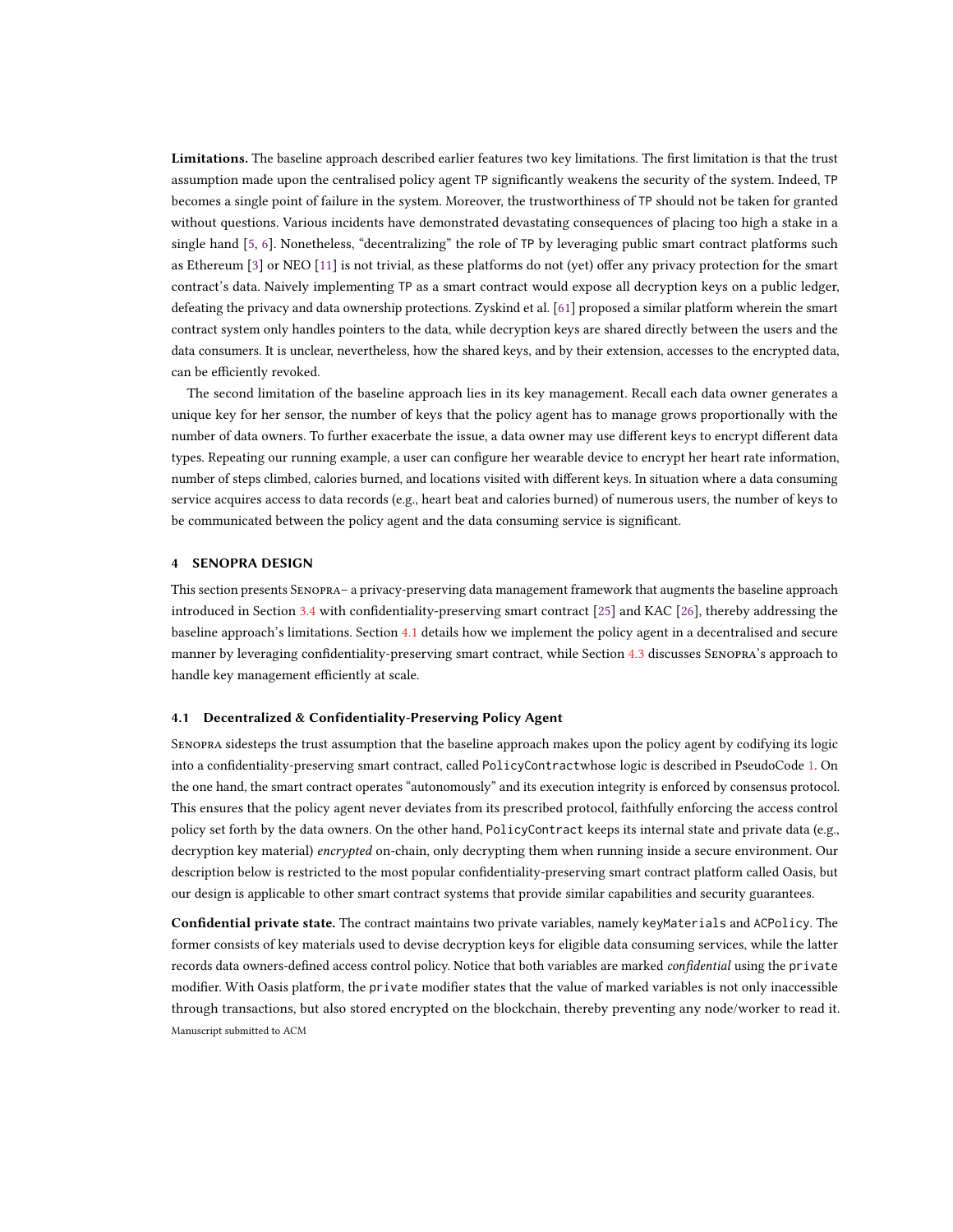**Limitations.** The baseline approach described earlier features two key limitations. The first limitation is that the trust assumption made upon the centralised policy agent `TP` significantly weakens the security of the system. Indeed, `TP` becomes a single point of failure in the system. Moreover, the trustworthiness of `TP` should not be taken for granted without questions. Various incidents have demonstrated devastating consequences of placing too high a stake in a single hand [5, 6]. Nonetheless, "decentralizing" the role of `TP` by leveraging public smart contract platforms such as Ethereum [3] or NEO [11] is not trivial, as these platforms do not (yet) offer any privacy protection for the smart contract's data. Naively implementing `TP` as a smart contract would expose all decryption keys on a public ledger, defeating the privacy and data ownership protections. Zyskind et al. [61] proposed a similar platform wherein the smart contract system only handles pointers to the data, while decryption keys are shared directly between the users and the data consumers. It is unclear, nevertheless, how the shared keys, and by their extension, accesses to the encrypted data, can be efficiently revoked.

The second limitation of the baseline approach lies in its key management. Recall each data owner generates a unique key for her sensor, the number of keys that the policy agent has to manage grows proportionally with the number of data owners. To further exacerbate the issue, a data owner may use different keys to encrypt different data types. Repeating our running example, a user can configure her wearable device to encrypt her heart rate information, number of steps climbed, calories burned, and locations visited with different keys. In situation where a data consuming service acquires access to data records (e.g., heart beat and calories burned) of numerous users, the number of keys to be communicated between the policy agent and the data consuming service is significant.

## 4 SENOPRA DESIGN

This section presents Senopra– a privacy-preserving data management framework that augments the baseline approach introduced in Section 3.4 with confidentiality-preserving smart contract [25] and KAC [26], thereby addressing the baseline approach's limitations. Section 4.1 details how we implement the policy agent in a decentralised and secure manner by leveraging confidentiality-preserving smart contract, while Section 4.3 discusses Senopra's approach to handle key management efficiently at scale.

### 4.1 Decentralized & Confidentiality-Preserving Policy Agent

Senopra sidesteps the trust assumption that the baseline approach makes upon the policy agent by codifying its logic into a confidentiality-preserving smart contract, called `PolicyContract`whose logic is described in PseudoCode 1. On the one hand, the smart contract operates "autonomously" and its execution integrity is enforced by consensus protocol. This ensures that the policy agent never deviates from its prescribed protocol, faithfully enforcing the access control policy set forth by the data owners. On the other hand, `PolicyContract` keeps its internal state and private data (e.g., decryption key material) *encrypted* on-chain, only decrypting them when running inside a secure environment. Our description below is restricted to the most popular confidentiality-preserving smart contract platform called Oasis, but our design is applicable to other smart contract systems that provide similar capabilities and security guarantees.

**Confidential private state.** The contract maintains two private variables, namely `keyMaterials` and `ACPolicy`. The former consists of key materials used to devise decryption keys for eligible data consuming services, while the latter records data owners-defined access control policy. Notice that both variables are marked *confidential* using the `private` modifier. With Oasis platform, the `private` modifier states that the value of marked variables is not only inaccessible through transactions, but also stored encrypted on the blockchain, thereby preventing any node/worker to read it.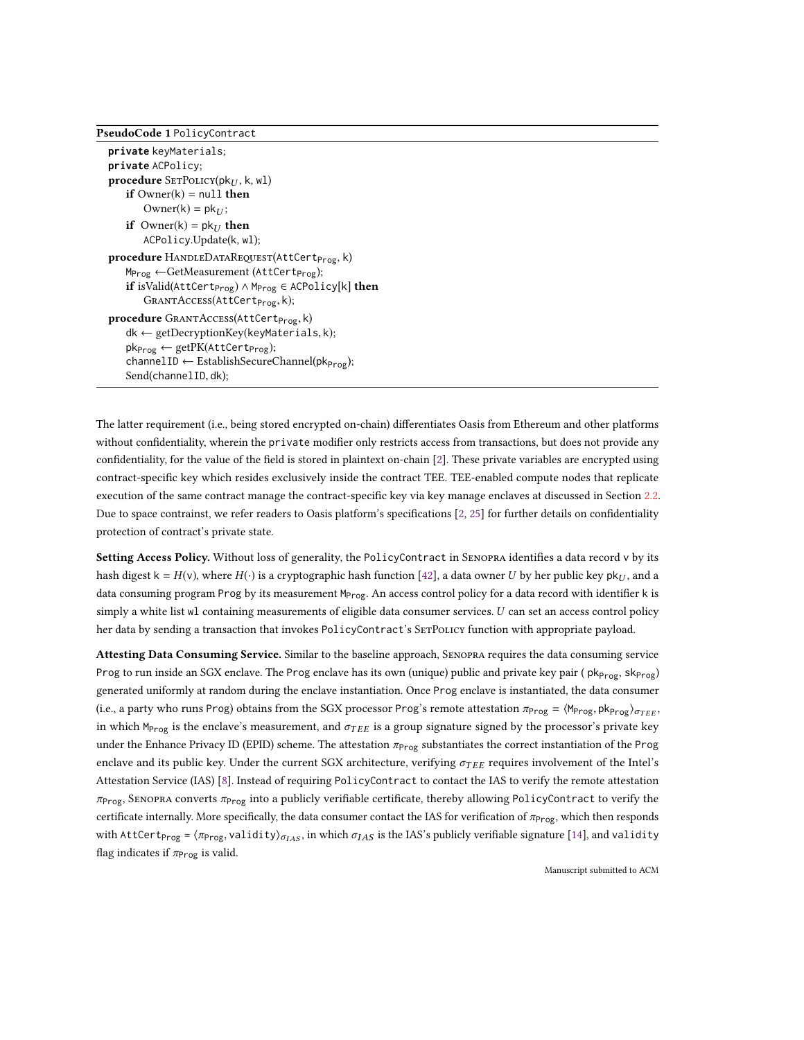**PseudoCode 1** PolicyContract

```
private keyMaterials;
private ACPolicy;
procedure SetPolicy(pk_U, k, wl)
    if Owner(k) = null then
        Owner(k) = pk_U;
    if Owner(k) = pk_U then
        ACPolicy.Update(k, wl);
procedure HandleDataRequest(AttCert_Prog, k)
    M_Prog ←GetMeasurement (AttCert_Prog);
    if isValid(AttCert_Prog) ∧ M_Prog ∈ ACPolicy[k] then
        GrantAccess(AttCert_Prog, k);
procedure GrantAccess(AttCert_Prog, k)
    dk ← getDecryptionKey(keyMaterials, k);
    pk_Prog ← getPK(AttCert_Prog);
    channelID ← EstablishSecureChannel(pk_Prog);
    Send(channelID, dk);
```

The latter requirement (i.e., being stored encrypted on-chain) differentiates Oasis from Ethereum and other platforms without confidentiality, wherein the private modifier only restricts access from transactions, but does not provide any confidentiality, for the value of the field is stored in plaintext on-chain [2]. These private variables are encrypted using contract-specific key which resides exclusively inside the contract TEE. TEE-enabled compute nodes that replicate execution of the same contract manage the contract-specific key via key manage enclaves at discussed in Section 2.2. Due to space contrainst, we refer readers to Oasis platform's specifications [2, 25] for further details on confidentiality protection of contract's private state.

**Setting Access Policy.** Without loss of generality, the PolicyContract in Senopra identifies a data record $\mathsf{v}$ by its hash digest $\mathsf{k} = H(\mathsf{v})$, where $H(\cdot)$ is a cryptographic hash function [42], a data owner $U$ by her public key $\mathsf{pk}_U$, and a data consuming program Prog by its measurement $\mathsf{M}_{\mathsf{Prog}}$. An access control policy for a data record with identifier $\mathsf{k}$ is simply a white list wl containing measurements of eligible data consumer services. $U$ can set an access control policy her data by sending a transaction that invokes PolicyContract's SetPolicy function with appropriate payload.

**Attesting Data Consuming Service.** Similar to the baseline approach, Senopra requires the data consuming service Prog to run inside an SGX enclave. The Prog enclave has its own (unique) public and private key pair ( $\mathsf{pk}_{\mathsf{Prog}}$, $\mathsf{sk}_{\mathsf{Prog}}$) generated uniformly at random during the enclave instantiation. Once Prog enclave is instantiated, the data consumer (i.e., a party who runs Prog) obtains from the SGX processor Prog's remote attestation $\pi_{\mathsf{Prog}} = \langle \mathsf{M}_{\mathsf{Prog}}, \mathsf{pk}_{\mathsf{Prog}} \rangle_{\sigma_{TEE}}$, in which $\mathsf{M}_{\mathsf{Prog}}$ is the enclave's measurement, and $\sigma_{TEE}$ is a group signature signed by the processor's private key under the Enhance Privacy ID (EPID) scheme. The attestation $\pi_{\mathsf{Prog}}$ substantiates the correct instantiation of the Prog enclave and its public key. Under the current SGX architecture, verifying $\sigma_{TEE}$ requires involvement of the Intel's Attestation Service (IAS) [8]. Instead of requiring PolicyContract to contact the IAS to verify the remote attestation $\pi_{\mathsf{Prog}}$, Senopra converts $\pi_{\mathsf{Prog}}$ into a publicly verifiable certificate, thereby allowing PolicyContract to verify the certificate internally. More specifically, the data consumer contact the IAS for verification of $\pi_{\mathsf{Prog}}$, which then responds with $\mathsf{AttCert}_{\mathsf{Prog}} = \langle \pi_{\mathsf{Prog}}, \mathsf{validity} \rangle_{\sigma_{IAS}}$, in which $\sigma_{IAS}$ is the IAS's publicly verifiable signature [14], and validity flag indicates if $\pi_{\mathsf{Prog}}$ is valid.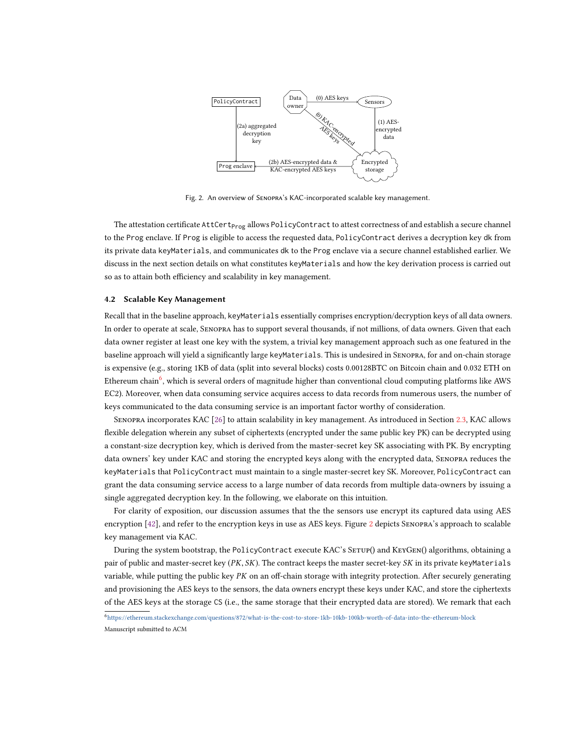Fig. 2. An overview of Senopra's KAC-incorporated scalable key management.

The attestation certificate $\mathtt{AttCert}_{\mathtt{Prog}}$ allows `PolicyContract` to attest correctness of and establish a secure channel to the `Prog` enclave. If `Prog` is eligible to access the requested data, `PolicyContract` derives a decryption key `dk` from its private data `keyMaterials`, and communicates `dk` to the `Prog` enclave via a secure channel established earlier. We discuss in the next section details on what constitutes `keyMaterials` and how the key derivation process is carried out so as to attain both efficiency and scalability in key management.

### 4.2 Scalable Key Management

Recall that in the baseline approach, `keyMaterials` essentially comprises encryption/decryption keys of all data owners. In order to operate at scale, Senopra has to support several thousands, if not millions, of data owners. Given that each data owner register at least one key with the system, a trivial key management approach such as one featured in the baseline approach will yield a significantly large `keyMaterials`. This is undesired in Senopra, for and on-chain storage is expensive (e.g., storing 1KB of data (split into several blocks) costs 0.00128BTC on Bitcoin chain and 0.032 ETH on Ethereum chain[6], which is several orders of magnitude higher than conventional cloud computing platforms like AWS EC2). Moreover, when data consuming service acquires access to data records from numerous users, the number of keys communicated to the data consuming service is an important factor worthy of consideration.

Senopra incorporates KAC [26] to attain scalability in key management. As introduced in Section 2.3, KAC allows flexible delegation wherein any subset of ciphertexts (encrypted under the same public key PK) can be decrypted using a constant-size decryption key, which is derived from the master-secret key SK associating with PK. By encrypting data owners' key under KAC and storing the encrypted keys along with the encrypted data, Senopra reduces the `keyMaterials` that `PolicyContract` must maintain to a single master-secret key SK. Moreover, `PolicyContract` can grant the data consuming service access to a large number of data records from multiple data-owners by issuing a single aggregated decryption key. In the following, we elaborate on this intuition.

For clarity of exposition, our discussion assumes that the the sensors use encrypt its captured data using AES encryption [42], and refer to the encryption keys in use as AES keys. Figure 2 depicts Senopra's approach to scalable key management via KAC.

During the system bootstrap, the `PolicyContract` execute KAC's Setup() and KeyGen() algorithms, obtaining a pair of public and master-secret key $(PK, SK)$. The contract keeps the master secret-key $SK$ in its private `keyMaterials` variable, while putting the public key $PK$ on an off-chain storage with integrity protection. After securely generating and provisioning the AES keys to the sensors, the data owners encrypt these keys under KAC, and store the ciphertexts of the AES keys at the storage `CS` (i.e., the same storage that their encrypted data are stored). We remark that each

[6] https://ethereum.stackexchange.com/questions/872/what-is-the-cost-to-store-1kb-10kb-100kb-worth-of-data-into-the-ethereum-block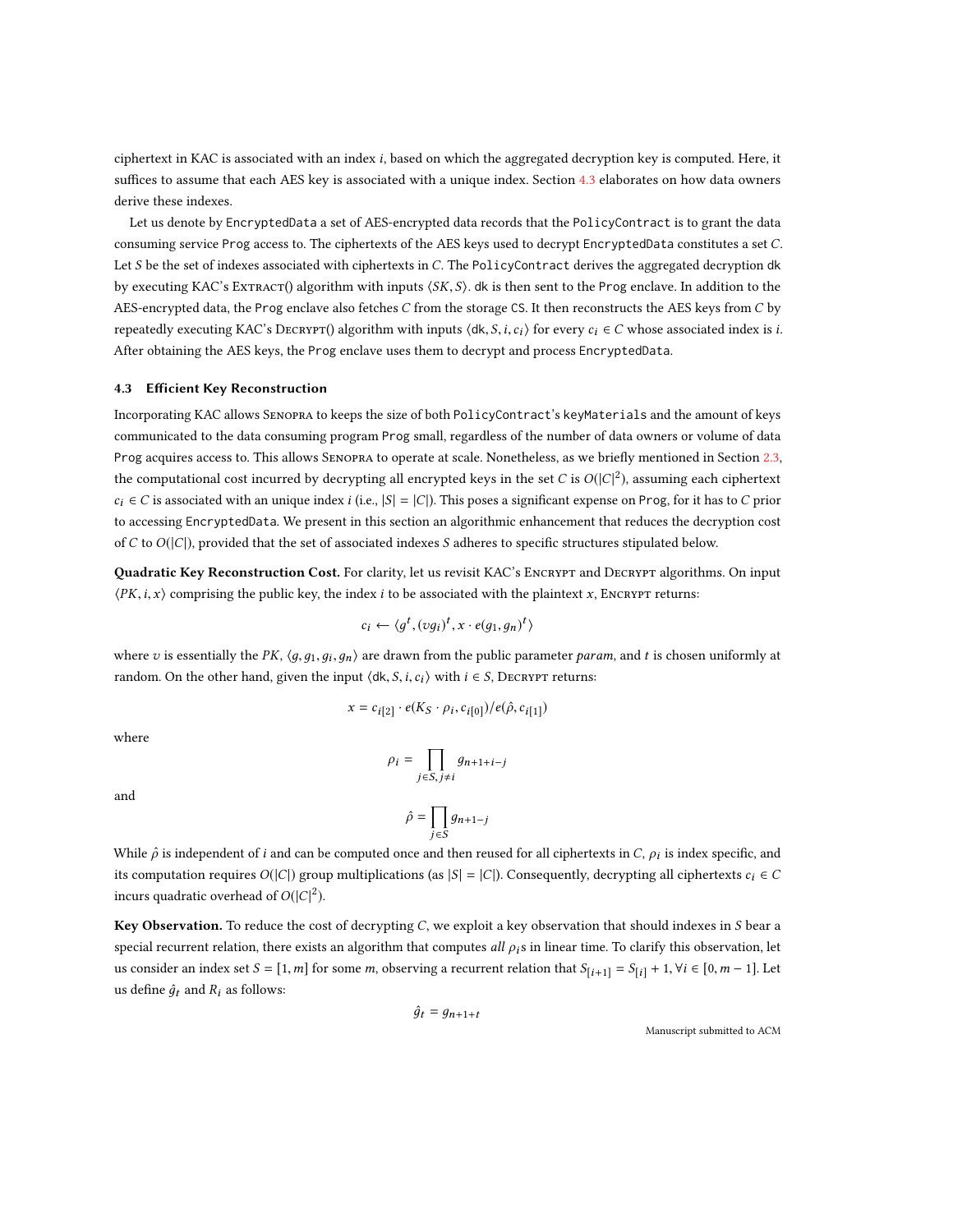ciphertext in KAC is associated with an index $i$, based on which the aggregated decryption key is computed. Here, it suffices to assume that each AES key is associated with a unique index. Section 4.3 elaborates on how data owners derive these indexes.

Let us denote by `EncryptedData` a set of AES-encrypted data records that the `PolicyContract` is to grant the data consuming service `Prog` access to. The ciphertexts of the AES keys used to decrypt `EncryptedData` constitutes a set $C$. Let $S$ be the set of indexes associated with ciphertexts in $C$. The `PolicyContract` derives the aggregated decryption dk by executing KAC's Extract() algorithm with inputs $\langle SK, S\rangle$. dk is then sent to the `Prog` enclave. In addition to the AES-encrypted data, the `Prog` enclave also fetches $C$ from the storage CS. It then reconstructs the AES keys from $C$ by repeatedly executing KAC's Decrypt() algorithm with inputs $\langle \mathsf{dk}, S, i, c_i\rangle$ for every $c_i \in C$ whose associated index is $i$. After obtaining the AES keys, the `Prog` enclave uses them to decrypt and process `EncryptedData`.

### 4.3 Efficient Key Reconstruction

Incorporating KAC allows Senopra to keeps the size of both `PolicyContract`'s `keyMaterials` and the amount of keys communicated to the data consuming program `Prog` small, regardless of the number of data owners or volume of data `Prog` acquires access to. This allows Senopra to operate at scale. Nonetheless, as we briefly mentioned in Section 2.3, the computational cost incurred by decrypting all encrypted keys in the set $C$ is $O(|C|^2)$, assuming each ciphertext $c_i \in C$ is associated with an unique index $i$ (i.e., $|S| = |C|$). This poses a significant expense on `Prog`, for it has to $C$ prior to accessing `EncryptedData`. We present in this section an algorithmic enhancement that reduces the decryption cost of $C$ to $O(|C|)$, provided that the set of associated indexes $S$ adheres to specific structures stipulated below.

**Quadratic Key Reconstruction Cost.** For clarity, let us revisit KAC's Encrypt and Decrypt algorithms. On input $\langle PK, i, x\rangle$ comprising the public key, the index $i$ to be associated with the plaintext $x$, Encrypt returns:

$$c_i \leftarrow \langle g^t, (vg_i)^t, x \cdot e(g_1, g_n)^t \rangle$$

where $v$ is essentially the $PK$, $\langle g, g_1, g_i, g_n\rangle$ are drawn from the public parameter *param*, and $t$ is chosen uniformly at random. On the other hand, given the input $\langle \mathsf{dk}, S, i, c_i\rangle$ with $i \in S$, Decrypt returns:

$$x = c_{i[2]} \cdot e(K_S \cdot \rho_i, c_{i[0]}) / e(\hat{\rho}, c_{i[1]})$$

where

$$\rho_i = \prod_{j \in S, j \neq i} g_{n+1+i-j}$$

and

$$\hat{\rho} = \prod_{j \in S} g_{n+1-j}$$

While $\hat{\rho}$ is independent of $i$ and can be computed once and then reused for all ciphertexts in $C$, $\rho_i$ is index specific, and its computation requires $O(|C|)$ group multiplications (as $|S| = |C|$). Consequently, decrypting all ciphertexts $c_i \in C$ incurs quadratic overhead of $O(|C|^2)$.

**Key Observation.** To reduce the cost of decrypting $C$, we exploit a key observation that should indexes in $S$ bear a special recurrent relation, there exists an algorithm that computes *all* $\rho_i$s in linear time. To clarify this observation, let us consider an index set $S = [1, m]$ for some $m$, observing a recurrent relation that $S_{[i+1]} = S_{[i]} + 1, \forall i \in [0, m-1]$. Let us define $\hat{g}_t$ and $R_i$ as follows:

$$\hat{g}_t = g_{n+1+t}$$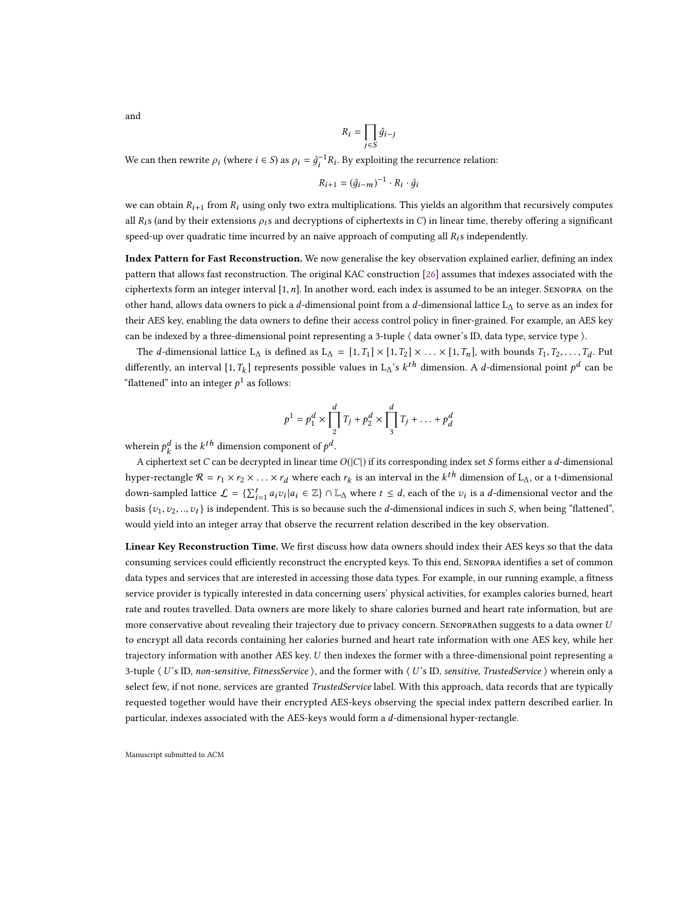and

$$R_i = \prod_{j \in S} \hat{g}_{i-j}$$

We can then rewrite $\rho_i$ (where $i \in S$) as $\rho_i = \hat{g}_i^{-1} R_i$. By exploiting the recurrence relation:

$$R_{i+1} = (\hat{g}_{i-m})^{-1} \cdot R_i \cdot \hat{g}_i$$

we can obtain $R_{i+1}$ from $R_i$ using only two extra multiplications. This yields an algorithm that recursively computes all $R_i$s (and by their extensions $\rho_i$s and decryptions of ciphertexts in $C$) in linear time, thereby offering a significant speed-up over quadratic time incurred by an naive approach of computing all $R_i$s independently.

**Index Pattern for Fast Reconstruction.** We now generalise the key observation explained earlier, defining an index pattern that allows fast reconstruction. The original KAC construction [26] assumes that indexes associated with the ciphertexts form an integer interval $[1, n]$. In another word, each index is assumed to be an integer. Senopra on the other hand, allows data owners to pick a $d$-dimensional point from a $d$-dimensional lattice $L_\Delta$ to serve as an index for their AES key, enabling the data owners to define their access control policy in finer-grained. For example, an AES key can be indexed by a three-dimensional point representing a 3-tuple ⟨ data owner's ID, data type, service type ⟩.

The $d$-dimensional lattice $L_\Delta$ is defined as $L_\Delta = [1, T_1] \times [1, T_2] \times \ldots \times [1, T_n]$, with bounds $T_1, T_2, \ldots, T_d$. Put differently, an interval $[1, T_k]$ represents possible values in $L_\Delta$'s $k^{th}$ dimension. A $d$-dimensional point $p^d$ can be "flattened" into an integer $p^1$ as follows:

$$p^1 = p_1^d \times \prod_2^d T_j + p_2^d \times \prod_3^d T_j + \ldots + p_d^d$$

wherein $p_k^d$ is the $k^{th}$ dimension component of $p^d$.

A ciphertext set $C$ can be decrypted in linear time $O(|C|)$ if its corresponding index set $S$ forms either a $d$-dimensional hyper-rectangle $\mathcal{R} = r_1 \times r_2 \times \ldots \times r_d$ where each $r_k$ is an interval in the $k^{th}$ dimension of $L_\Delta$, or a t-dimensional down-sampled lattice $\mathcal{L} = \{\sum_{i=1}^{t} a_i v_i | a_i \in \mathbb{Z}\} \cap \mathbb{L}_\Delta$ where $t \leq d$, each of the $v_i$ is a $d$-dimensional vector and the basis $\{v_1, v_2, .., v_t\}$ is independent. This is so because such the $d$-dimensional indices in such $S$, when being "flattened", would yield into an integer array that observe the recurrent relation described in the key observation.

**Linear Key Reconstruction Time.** We first discuss how data owners should index their AES keys so that the data consuming services could efficiently reconstruct the encrypted keys. To this end, Senopra identifies a set of common data types and services that are interested in accessing those data types. For example, in our running example, a fitness service provider is typically interested in data concerning users' physical activities, for examples calories burned, heart rate and routes travelled. Data owners are more likely to share calories burned and heart rate information, but are more conservative about revealing their trajectory due to privacy concern. Senoprathen suggests to a data owner $U$ to encrypt all data records containing her calories burned and heart rate information with one AES key, while her trajectory information with another AES key. $U$ then indexes the former with a three-dimensional point representing a 3-tuple ⟨ $U$'s ID, *non-sensitive, FitnessService* ⟩, and the former with ⟨ $U$'s ID, *sensitive, TrustedService* ⟩ wherein only a select few, if not none, services are granted *TrustedService* label. With this approach, data records that are typically requested together would have their encrypted AES-keys observing the special index pattern described earlier. In particular, indexes associated with the AES-keys would form a $d$-dimensional hyper-rectangle.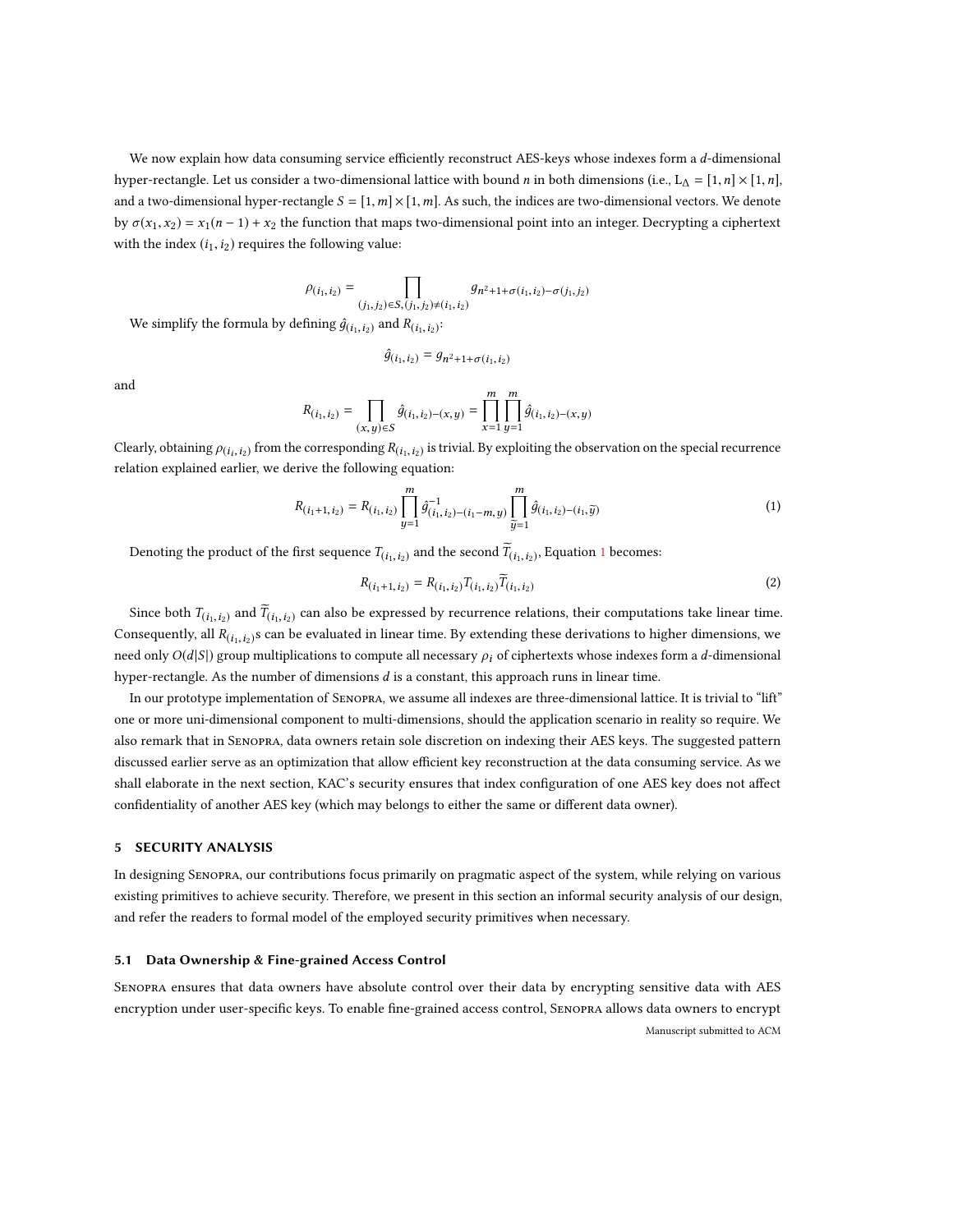We now explain how data consuming service efficiently reconstruct AES-keys whose indexes form a $d$-dimensional hyper-rectangle. Let us consider a two-dimensional lattice with bound $n$ in both dimensions (i.e., $L_\Delta = [1, n] \times [1, n]$, and a two-dimensional hyper-rectangle $S = [1, m] \times [1, m]$. As such, the indices are two-dimensional vectors. We denote by $\sigma(x_1, x_2) = x_1(n-1) + x_2$ the function that maps two-dimensional point into an integer. Decrypting a ciphertext with the index $(i_1, i_2)$ requires the following value:

$$\rho_{(i_1,i_2)} = \prod_{(j_1,j_2) \in S, (j_1,j_2) \neq (i_1,i_2)} g_{n^2+1+\sigma(i_1,i_2)-\sigma(j_1,j_2)}$$

We simplify the formula by defining $\hat{g}_{(i_1,i_2)}$ and $R_{(i_1,i_2)}$:

$$\hat{g}_{(i_1,i_2)} = g_{n^2+1+\sigma(i_1,i_2)}$$

and

$$R_{(i_1,i_2)} = \prod_{(x,y) \in S} \hat{g}_{(i_1,i_2)-(x,y)} = \prod_{x=1}^{m} \prod_{y=1}^{m} \hat{g}_{(i_1,i_2)-(x,y)}$$

Clearly, obtaining $\rho_{(i_i,i_2)}$ from the corresponding $R_{(i_1,i_2)}$ is trivial. By exploiting the observation on the special recurrence relation explained earlier, we derive the following equation:

$$R_{(i_1+1,i_2)} = R_{(i_1,i_2)} \prod_{y=1}^{m} \hat{g}^{-1}_{(i_1,i_2)-(i_1-m,y)} \prod_{\widetilde{y}=1}^{m} \hat{g}_{(i_1,i_2)-(i_1,\widetilde{y})} \tag{1}$$

Denoting the product of the first sequence $T_{(i_1,i_2)}$ and the second $\widetilde{T}_{(i_1,i_2)}$, Equation 1 becomes:

$$R_{(i_1+1,i_2)} = R_{(i_1,i_2)} T_{(i_1,i_2)} \widetilde{T}_{(i_1,i_2)} \tag{2}$$

Since both $T_{(i_1,i_2)}$ and $\widetilde{T}_{(i_1,i_2)}$ can also be expressed by recurrence relations, their computations take linear time. Consequently, all $R_{(i_1,i_2)}$s can be evaluated in linear time. By extending these derivations to higher dimensions, we need only $O(d|S|)$ group multiplications to compute all necessary $\rho_i$ of ciphertexts whose indexes form a $d$-dimensional hyper-rectangle. As the number of dimensions $d$ is a constant, this approach runs in linear time.

In our prototype implementation of Senopra, we assume all indexes are three-dimensional lattice. It is trivial to "lift" one or more uni-dimensional component to multi-dimensions, should the application scenario in reality so require. We also remark that in Senopra, data owners retain sole discretion on indexing their AES keys. The suggested pattern discussed earlier serve as an optimization that allow efficient key reconstruction at the data consuming service. As we shall elaborate in the next section, KAC's security ensures that index configuration of one AES key does not affect confidentiality of another AES key (which may belongs to either the same or different data owner).

## 5 SECURITY ANALYSIS

In designing Senopra, our contributions focus primarily on pragmatic aspect of the system, while relying on various existing primitives to achieve security. Therefore, we present in this section an informal security analysis of our design, and refer the readers to formal model of the employed security primitives when necessary.

### 5.1 Data Ownership & Fine-grained Access Control

Senopra ensures that data owners have absolute control over their data by encrypting sensitive data with AES encryption under user-specific keys. To enable fine-grained access control, Senopra allows data owners to encrypt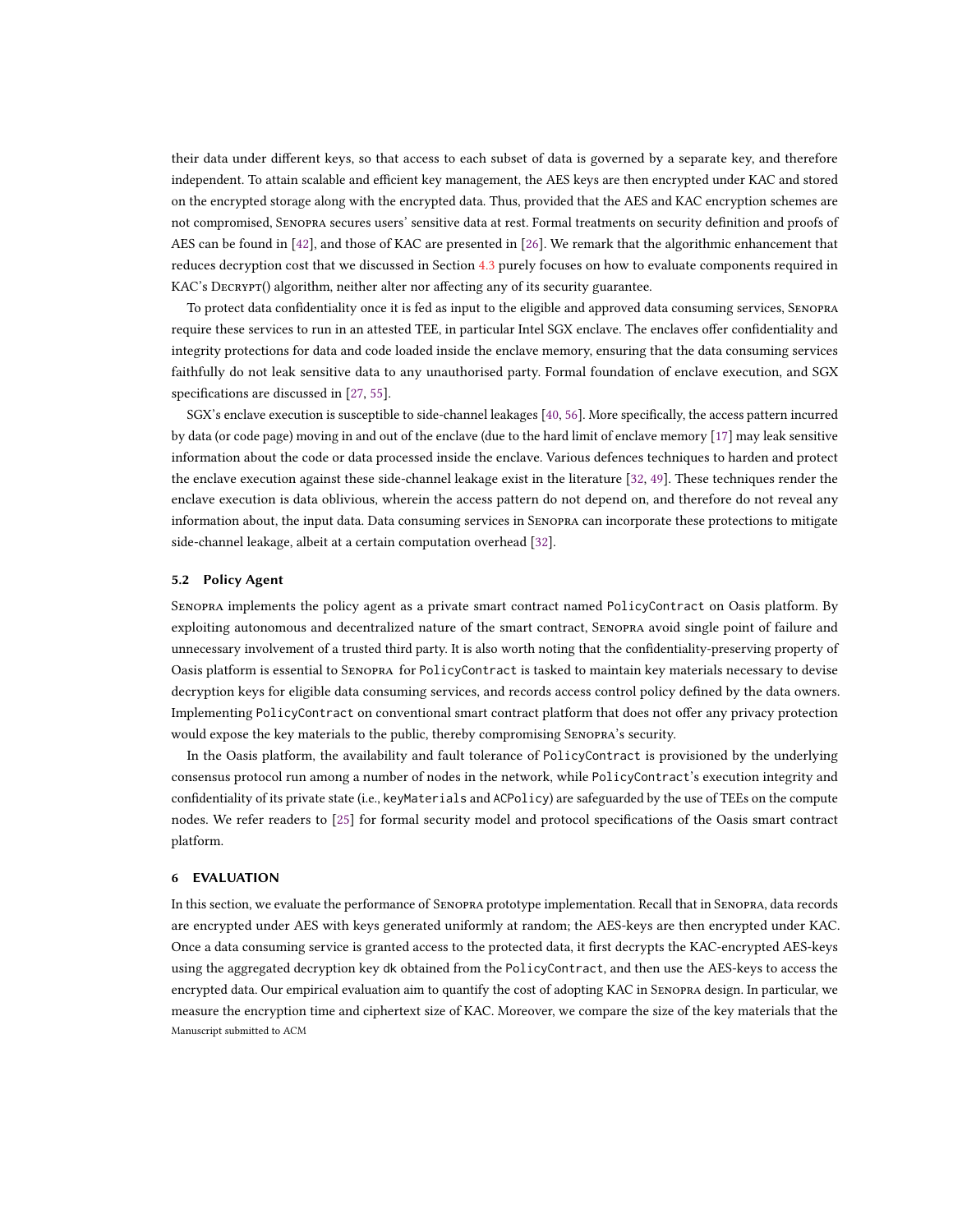their data under different keys, so that access to each subset of data is governed by a separate key, and therefore independent. To attain scalable and efficient key management, the AES keys are then encrypted under KAC and stored on the encrypted storage along with the encrypted data. Thus, provided that the AES and KAC encryption schemes are not compromised, Senopra secures users' sensitive data at rest. Formal treatments on security definition and proofs of AES can be found in [42], and those of KAC are presented in [26]. We remark that the algorithmic enhancement that reduces decryption cost that we discussed in Section 4.3 purely focuses on how to evaluate components required in KAC's Decrypt() algorithm, neither alter nor affecting any of its security guarantee.

To protect data confidentiality once it is fed as input to the eligible and approved data consuming services, Senopra require these services to run in an attested TEE, in particular Intel SGX enclave. The enclaves offer confidentiality and integrity protections for data and code loaded inside the enclave memory, ensuring that the data consuming services faithfully do not leak sensitive data to any unauthorised party. Formal foundation of enclave execution, and SGX specifications are discussed in [27, 55].

SGX's enclave execution is susceptible to side-channel leakages [40, 56]. More specifically, the access pattern incurred by data (or code page) moving in and out of the enclave (due to the hard limit of enclave memory [17] may leak sensitive information about the code or data processed inside the enclave. Various defences techniques to harden and protect the enclave execution against these side-channel leakage exist in the literature [32, 49]. These techniques render the enclave execution is data oblivious, wherein the access pattern do not depend on, and therefore do not reveal any information about, the input data. Data consuming services in Senopra can incorporate these protections to mitigate side-channel leakage, albeit at a certain computation overhead [32].

### 5.2 Policy Agent

Senopra implements the policy agent as a private smart contract named `PolicyContract` on Oasis platform. By exploiting autonomous and decentralized nature of the smart contract, Senopra avoid single point of failure and unnecessary involvement of a trusted third party. It is also worth noting that the confidentiality-preserving property of Oasis platform is essential to Senopra for `PolicyContract` is tasked to maintain key materials necessary to devise decryption keys for eligible data consuming services, and records access control policy defined by the data owners. Implementing `PolicyContract` on conventional smart contract platform that does not offer any privacy protection would expose the key materials to the public, thereby compromising Senopra's security.

In the Oasis platform, the availability and fault tolerance of `PolicyContract` is provisioned by the underlying consensus protocol run among a number of nodes in the network, while `PolicyContract`'s execution integrity and confidentiality of its private state (i.e., `keyMaterials` and `ACPolicy`) are safeguarded by the use of TEEs on the compute nodes. We refer readers to [25] for formal security model and protocol specifications of the Oasis smart contract platform.

## 6 EVALUATION

In this section, we evaluate the performance of Senopra prototype implementation. Recall that in Senopra, data records are encrypted under AES with keys generated uniformly at random; the AES-keys are then encrypted under KAC. Once a data consuming service is granted access to the protected data, it first decrypts the KAC-encrypted AES-keys using the aggregated decryption key dk obtained from the `PolicyContract`, and then use the AES-keys to access the encrypted data. Our empirical evaluation aim to quantify the cost of adopting KAC in Senopra design. In particular, we measure the encryption time and ciphertext size of KAC. Moreover, we compare the size of the key materials that the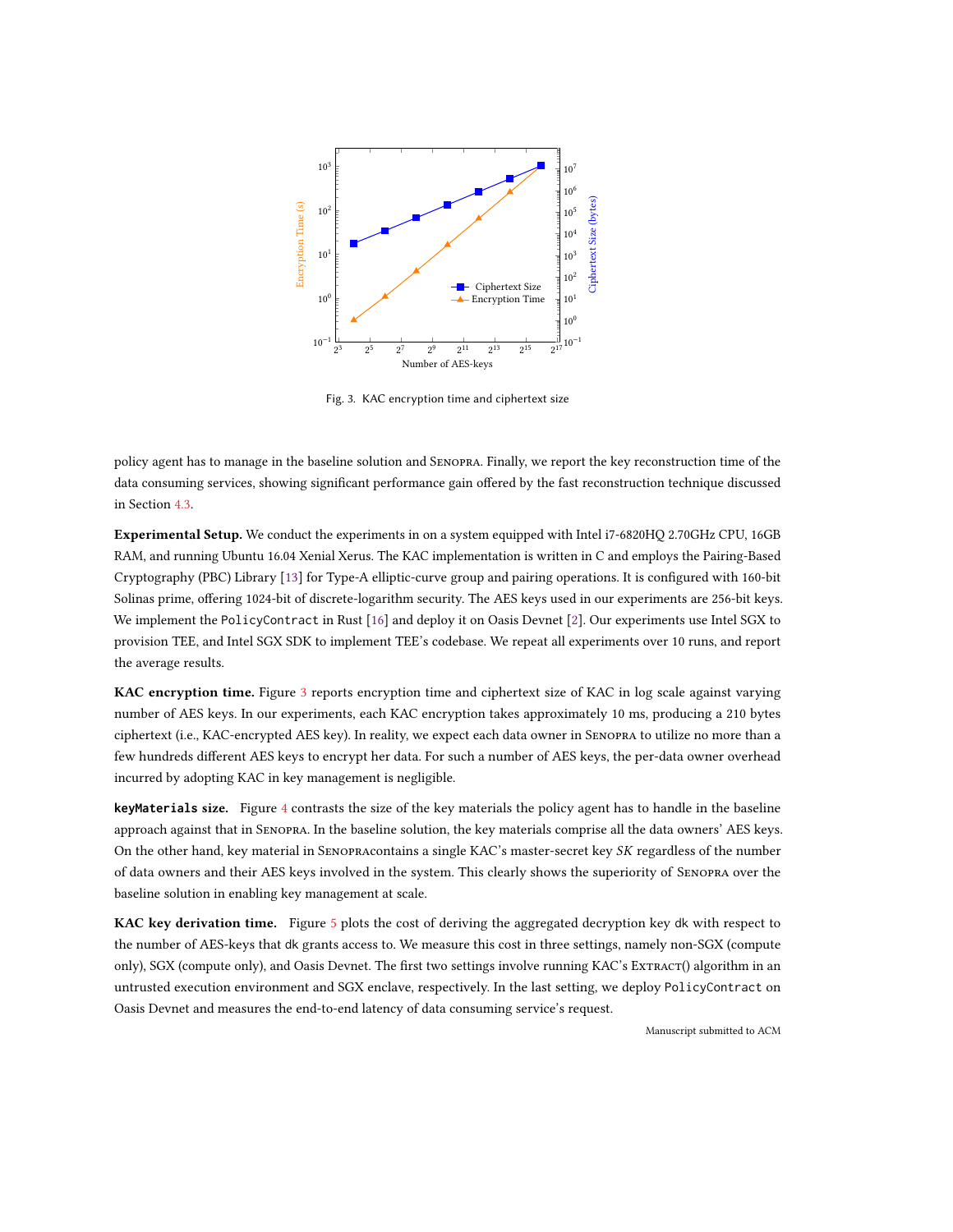Fig. 3. KAC encryption time and ciphertext size

policy agent has to manage in the baseline solution and Senopra. Finally, we report the key reconstruction time of the data consuming services, showing significant performance gain offered by the fast reconstruction technique discussed in Section 4.3.

**Experimental Setup.** We conduct the experiments in on a system equipped with Intel i7-6820HQ 2.70GHz CPU, 16GB RAM, and running Ubuntu 16.04 Xenial Xerus. The KAC implementation is written in C and employs the Pairing-Based Cryptography (PBC) Library [13] for Type-A elliptic-curve group and pairing operations. It is configured with 160-bit Solinas prime, offering 1024-bit of discrete-logarithm security. The AES keys used in our experiments are 256-bit keys. We implement the `PolicyContract` in Rust [16] and deploy it on Oasis Devnet [2]. Our experiments use Intel SGX to provision TEE, and Intel SGX SDK to implement TEE's codebase. We repeat all experiments over 10 runs, and report the average results.

**KAC encryption time.** Figure 3 reports encryption time and ciphertext size of KAC in log scale against varying number of AES keys. In our experiments, each KAC encryption takes approximately 10 ms, producing a 210 bytes ciphertext (i.e., KAC-encrypted AES key). In reality, we expect each data owner in Senopra to utilize no more than a few hundreds different AES keys to encrypt her data. For such a number of AES keys, the per-data owner overhead incurred by adopting KAC in key management is negligible.

**`keyMaterials` size.** Figure 4 contrasts the size of the key materials the policy agent has to handle in the baseline approach against that in Senopra. In the baseline solution, the key materials comprise all the data owners' AES keys. On the other hand, key material in Senopracontains a single KAC's master-secret key *SK* regardless of the number of data owners and their AES keys involved in the system. This clearly shows the superiority of Senopra over the baseline solution in enabling key management at scale.

**KAC key derivation time.** Figure 5 plots the cost of deriving the aggregated decryption key `dk` with respect to the number of AES-keys that `dk` grants access to. We measure this cost in three settings, namely non-SGX (compute only), SGX (compute only), and Oasis Devnet. The first two settings involve running KAC's Extract() algorithm in an untrusted execution environment and SGX enclave, respectively. In the last setting, we deploy `PolicyContract` on Oasis Devnet and measures the end-to-end latency of data consuming service's request.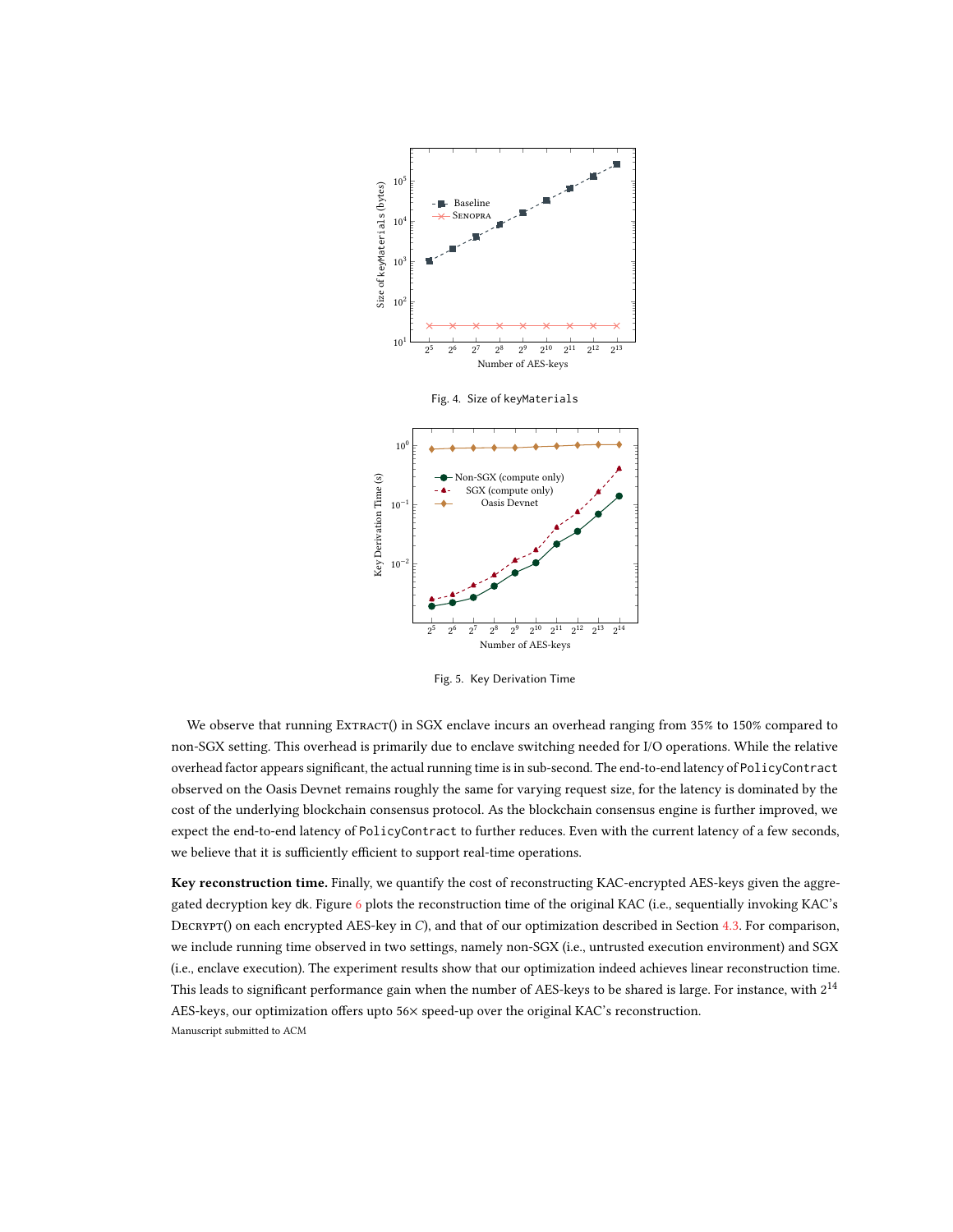Fig. 4. Size of `keyMaterials`

Fig. 5. Key Derivation Time

We observe that running Extract() in SGX enclave incurs an overhead ranging from 35% to 150% compared to non-SGX setting. This overhead is primarily due to enclave switching needed for I/O operations. While the relative overhead factor appears significant, the actual running time is in sub-second. The end-to-end latency of `PolicyContract` observed on the Oasis Devnet remains roughly the same for varying request size, for the latency is dominated by the cost of the underlying blockchain consensus protocol. As the blockchain consensus engine is further improved, we expect the end-to-end latency of `PolicyContract` to further reduces. Even with the current latency of a few seconds, we believe that it is sufficiently efficient to support real-time operations.

**Key reconstruction time.** Finally, we quantify the cost of reconstructing KAC-encrypted AES-keys given the aggregated decryption key dk. Figure 6 plots the reconstruction time of the original KAC (i.e., sequentially invoking KAC's Decrypt() on each encrypted AES-key in $C$), and that of our optimization described in Section 4.3. For comparison, we include running time observed in two settings, namely non-SGX (i.e., untrusted execution environment) and SGX (i.e., enclave execution). The experiment results show that our optimization indeed achieves linear reconstruction time. This leads to significant performance gain when the number of AES-keys to be shared is large. For instance, with $2^{14}$ AES-keys, our optimization offers upto 56× speed-up over the original KAC's reconstruction.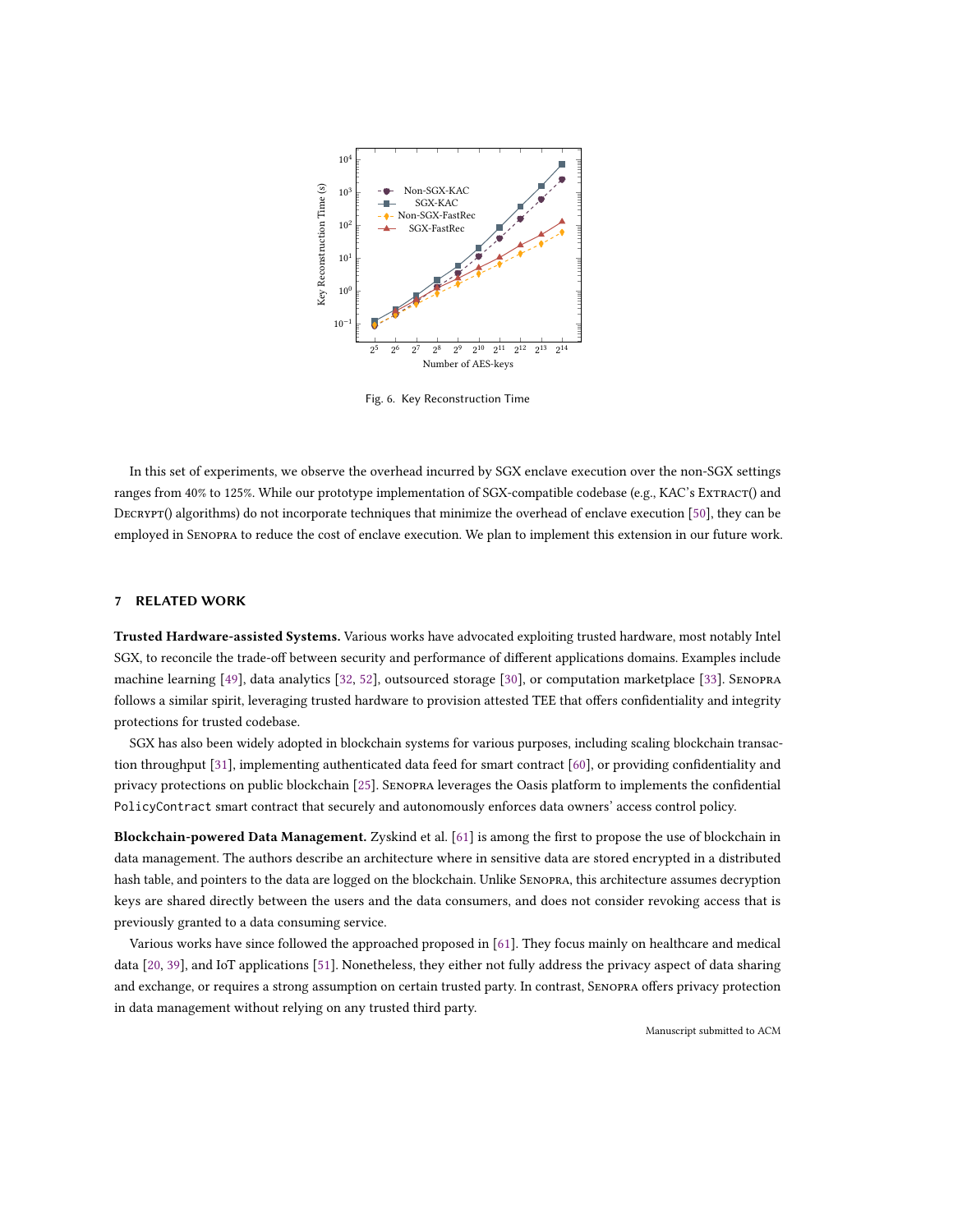Fig. 6. Key Reconstruction Time

In this set of experiments, we observe the overhead incurred by SGX enclave execution over the non-SGX settings ranges from 40% to 125%. While our prototype implementation of SGX-compatible codebase (e.g., KAC's Extract() and Decrypt() algorithms) do not incorporate techniques that minimize the overhead of enclave execution [50], they can be employed in Senopra to reduce the cost of enclave execution. We plan to implement this extension in our future work.

## 7 RELATED WORK

**Trusted Hardware-assisted Systems.** Various works have advocated exploiting trusted hardware, most notably Intel SGX, to reconcile the trade-off between security and performance of different applications domains. Examples include machine learning [49], data analytics [32, 52], outsourced storage [30], or computation marketplace [33]. Senopra follows a similar spirit, leveraging trusted hardware to provision attested TEE that offers confidentiality and integrity protections for trusted codebase.

SGX has also been widely adopted in blockchain systems for various purposes, including scaling blockchain transaction throughput [31], implementing authenticated data feed for smart contract [60], or providing confidentiality and privacy protections on public blockchain [25]. Senopra leverages the Oasis platform to implements the confidential `PolicyContract` smart contract that securely and autonomously enforces data owners' access control policy.

**Blockchain-powered Data Management.** Zyskind et al. [61] is among the first to propose the use of blockchain in data management. The authors describe an architecture where in sensitive data are stored encrypted in a distributed hash table, and pointers to the data are logged on the blockchain. Unlike Senopra, this architecture assumes decryption keys are shared directly between the users and the data consumers, and does not consider revoking access that is previously granted to a data consuming service.

Various works have since followed the approached proposed in [61]. They focus mainly on healthcare and medical data [20, 39], and IoT applications [51]. Nonetheless, they either not fully address the privacy aspect of data sharing and exchange, or requires a strong assumption on certain trusted party. In contrast, Senopra offers privacy protection in data management without relying on any trusted third party.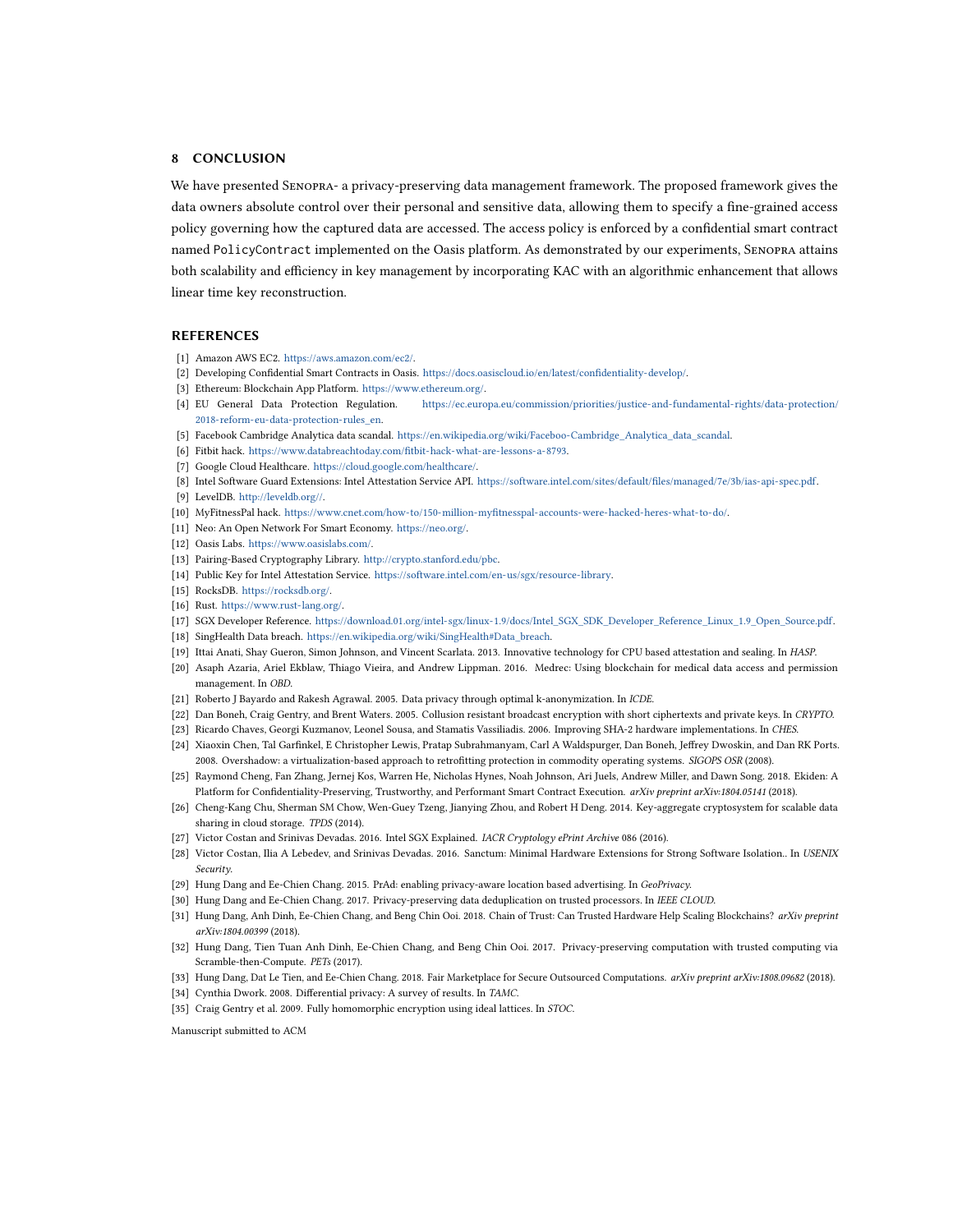## 8 CONCLUSION

We have presented SENOPRA- a privacy-preserving data management framework. The proposed framework gives the data owners absolute control over their personal and sensitive data, allowing them to specify a fine-grained access policy governing how the captured data are accessed. The access policy is enforced by a confidential smart contract named `PolicyContract` implemented on the Oasis platform. As demonstrated by our experiments, SENOPRA attains both scalability and efficiency in key management by incorporating KAC with an algorithmic enhancement that allows linear time key reconstruction.

## REFERENCES

[1] Amazon AWS EC2. https://aws.amazon.com/ec2/.

[2] Developing Confidential Smart Contracts in Oasis. https://docs.oasiscloud.io/en/latest/confidentiality-develop/.

[3] Ethereum: Blockchain App Platform. https://www.ethereum.org/.

[4] EU General Data Protection Regulation. https://ec.europa.eu/commission/priorities/justice-and-fundamental-rights/data-protection/2018-reform-eu-data-protection-rules_en.

[5] Facebook Cambridge Analytica data scandal. https://en.wikipedia.org/wiki/Faceboo-Cambridge_Analytica_data_scandal.

[6] Fitbit hack. https://www.databreachtoday.com/fitbit-hack-what-are-lessons-a-8793.

[7] Google Cloud Healthcare. https://cloud.google.com/healthcare/.

[8] Intel Software Guard Extensions: Intel Attestation Service API. https://software.intel.com/sites/default/files/managed/7e/3b/ias-api-spec.pdf.

[9] LevelDB. http://leveldb.org//.

[10] MyFitnessPal hack. https://www.cnet.com/how-to/150-million-myfitnesspal-accounts-were-hacked-heres-what-to-do/.

[11] Neo: An Open Network For Smart Economy. https://neo.org/.

[12] Oasis Labs. https://www.oasislabs.com/.

[13] Pairing-Based Cryptography Library. http://crypto.stanford.edu/pbc.

[14] Public Key for Intel Attestation Service. https://software.intel.com/en-us/sgx/resource-library.

[15] RocksDB. https://rocksdb.org/.

[16] Rust. https://www.rust-lang.org/.

[17] SGX Developer Reference. https://download.01.org/intel-sgx/linux-1.9/docs/Intel_SGX_SDK_Developer_Reference_Linux_1.9_Open_Source.pdf.

[18] SingHealth Data breach. https://en.wikipedia.org/wiki/SingHealth#Data_breach.

[19] Ittai Anati, Shay Gueron, Simon Johnson, and Vincent Scarlata. 2013. Innovative technology for CPU based attestation and sealing. In *HASP*.

[20] Asaph Azaria, Ariel Ekblaw, Thiago Vieira, and Andrew Lippman. 2016. Medrec: Using blockchain for medical data access and permission management. In *OBD*.

[21] Roberto J Bayardo and Rakesh Agrawal. 2005. Data privacy through optimal k-anonymization. In *ICDE*.

[22] Dan Boneh, Craig Gentry, and Brent Waters. 2005. Collusion resistant broadcast encryption with short ciphertexts and private keys. In *CRYPTO*.

[23] Ricardo Chaves, Georgi Kuzmanov, Leonel Sousa, and Stamatis Vassiliadis. 2006. Improving SHA-2 hardware implementations. In *CHES*.

[24] Xiaoxin Chen, Tal Garfinkel, E Christopher Lewis, Pratap Subrahmanyam, Carl A Waldspurger, Dan Boneh, Jeffrey Dwoskin, and Dan RK Ports. 2008. Overshadow: a virtualization-based approach to retrofitting protection in commodity operating systems. *SIGOPS OSR* (2008).

[25] Raymond Cheng, Fan Zhang, Jernej Kos, Warren He, Nicholas Hynes, Noah Johnson, Ari Juels, Andrew Miller, and Dawn Song. 2018. Ekiden: A Platform for Confidentiality-Preserving, Trustworthy, and Performant Smart Contract Execution. *arXiv preprint arXiv:1804.05141* (2018).

[26] Cheng-Kang Chu, Sherman SM Chow, Wen-Guey Tzeng, Jianying Zhou, and Robert H Deng. 2014. Key-aggregate cryptosystem for scalable data sharing in cloud storage. *TPDS* (2014).

[27] Victor Costan and Srinivas Devadas. 2016. Intel SGX Explained. *IACR Cryptology ePrint Archive* 086 (2016).

[28] Victor Costan, Ilia A Lebedev, and Srinivas Devadas. 2016. Sanctum: Minimal Hardware Extensions for Strong Software Isolation.. In *USENIX Security*.

[29] Hung Dang and Ee-Chien Chang. 2015. PrAd: enabling privacy-aware location based advertising. In *GeoPrivacy*.

[30] Hung Dang and Ee-Chien Chang. 2017. Privacy-preserving data deduplication on trusted processors. In *IEEE CLOUD*.

[31] Hung Dang, Anh Dinh, Ee-Chien Chang, and Beng Chin Ooi. 2018. Chain of Trust: Can Trusted Hardware Help Scaling Blockchains? *arXiv preprint arXiv:1804.00399* (2018).

[32] Hung Dang, Tien Tuan Anh Dinh, Ee-Chien Chang, and Beng Chin Ooi. 2017. Privacy-preserving computation with trusted computing via Scramble-then-Compute. *PETs* (2017).

[33] Hung Dang, Dat Le Tien, and Ee-Chien Chang. 2018. Fair Marketplace for Secure Outsourced Computations. *arXiv preprint arXiv:1808.09682* (2018).

[34] Cynthia Dwork. 2008. Differential privacy: A survey of results. In *TAMC*.

[35] Craig Gentry et al. 2009. Fully homomorphic encryption using ideal lattices. In *STOC*.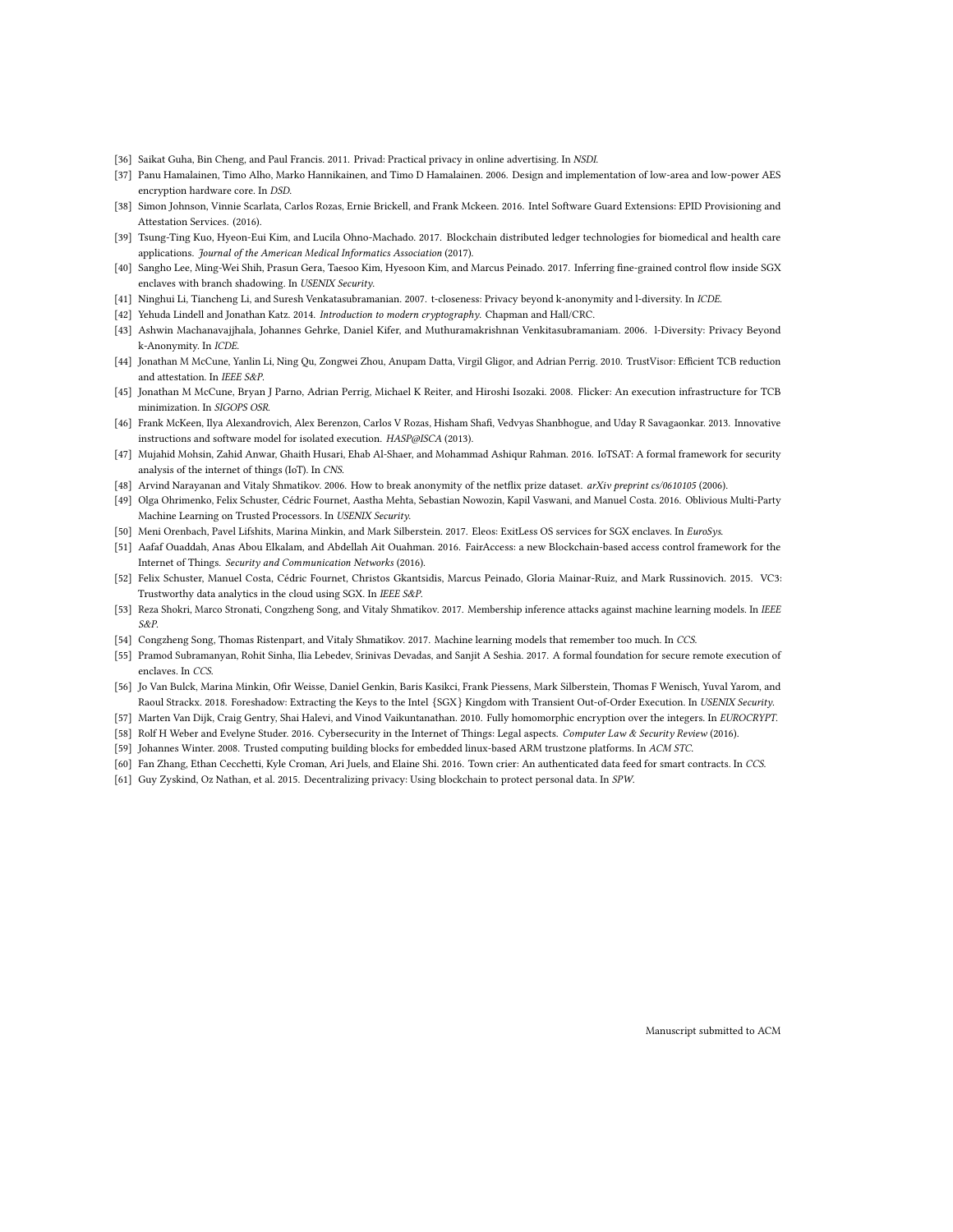[36] Saikat Guha, Bin Cheng, and Paul Francis. 2011. Privad: Practical privacy in online advertising. In *NSDI*.

[37] Panu Hamalainen, Timo Alho, Marko Hannikainen, and Timo D Hamalainen. 2006. Design and implementation of low-area and low-power AES encryption hardware core. In *DSD*.

[38] Simon Johnson, Vinnie Scarlata, Carlos Rozas, Ernie Brickell, and Frank Mckeen. 2016. Intel Software Guard Extensions: EPID Provisioning and Attestation Services. (2016).

[39] Tsung-Ting Kuo, Hyeon-Eui Kim, and Lucila Ohno-Machado. 2017. Blockchain distributed ledger technologies for biomedical and health care applications. *Journal of the American Medical Informatics Association* (2017).

[40] Sangho Lee, Ming-Wei Shih, Prasun Gera, Taesoo Kim, Hyesoon Kim, and Marcus Peinado. 2017. Inferring fine-grained control flow inside SGX enclaves with branch shadowing. In *USENIX Security*.

[41] Ninghui Li, Tiancheng Li, and Suresh Venkatasubramanian. 2007. t-closeness: Privacy beyond k-anonymity and l-diversity. In *ICDE*.

[42] Yehuda Lindell and Jonathan Katz. 2014. *Introduction to modern cryptography*. Chapman and Hall/CRC.

[43] Ashwin Machanavajjhala, Johannes Gehrke, Daniel Kifer, and Muthuramakrishnan Venkitasubramaniam. 2006. l-Diversity: Privacy Beyond k-Anonymity. In *ICDE*.

[44] Jonathan M McCune, Yanlin Li, Ning Qu, Zongwei Zhou, Anupam Datta, Virgil Gligor, and Adrian Perrig. 2010. TrustVisor: Efficient TCB reduction and attestation. In *IEEE S&P*.

[45] Jonathan M McCune, Bryan J Parno, Adrian Perrig, Michael K Reiter, and Hiroshi Isozaki. 2008. Flicker: An execution infrastructure for TCB minimization. In *SIGOPS OSR*.

[46] Frank McKeen, Ilya Alexandrovich, Alex Berenzon, Carlos V Rozas, Hisham Shafi, Vedvyas Shanbhogue, and Uday R Savagaonkar. 2013. Innovative instructions and software model for isolated execution. *HASP@ISCA* (2013).

[47] Mujahid Mohsin, Zahid Anwar, Ghaith Husari, Ehab Al-Shaer, and Mohammad Ashiqur Rahman. 2016. IoTSAT: A formal framework for security analysis of the internet of things (IoT). In *CNS*.

[48] Arvind Narayanan and Vitaly Shmatikov. 2006. How to break anonymity of the netflix prize dataset. *arXiv preprint cs/0610105* (2006).

[49] Olga Ohrimenko, Felix Schuster, Cédric Fournet, Aastha Mehta, Sebastian Nowozin, Kapil Vaswani, and Manuel Costa. 2016. Oblivious Multi-Party Machine Learning on Trusted Processors. In *USENIX Security*.

[50] Meni Orenbach, Pavel Lifshits, Marina Minkin, and Mark Silberstein. 2017. Eleos: ExitLess OS services for SGX enclaves. In *EuroSys*.

[51] Aafaf Ouaddah, Anas Abou Elkalam, and Abdellah Ait Ouahman. 2016. FairAccess: a new Blockchain-based access control framework for the Internet of Things. *Security and Communication Networks* (2016).

[52] Felix Schuster, Manuel Costa, Cédric Fournet, Christos Gkantsidis, Marcus Peinado, Gloria Mainar-Ruiz, and Mark Russinovich. 2015. VC3: Trustworthy data analytics in the cloud using SGX. In *IEEE S&P*.

[53] Reza Shokri, Marco Stronati, Congzheng Song, and Vitaly Shmatikov. 2017. Membership inference attacks against machine learning models. In *IEEE S&P*.

[54] Congzheng Song, Thomas Ristenpart, and Vitaly Shmatikov. 2017. Machine learning models that remember too much. In *CCS*.

[55] Pramod Subramanyan, Rohit Sinha, Ilia Lebedev, Srinivas Devadas, and Sanjit A Seshia. 2017. A formal foundation for secure remote execution of enclaves. In *CCS*.

[56] Jo Van Bulck, Marina Minkin, Ofir Weisse, Daniel Genkin, Baris Kasikci, Frank Piessens, Mark Silberstein, Thomas F Wenisch, Yuval Yarom, and Raoul Strackx. 2018. Foreshadow: Extracting the Keys to the Intel {SGX} Kingdom with Transient Out-of-Order Execution. In *USENIX Security*.

[57] Marten Van Dijk, Craig Gentry, Shai Halevi, and Vinod Vaikuntanathan. 2010. Fully homomorphic encryption over the integers. In *EUROCRYPT*.

[58] Rolf H Weber and Evelyne Studer. 2016. Cybersecurity in the Internet of Things: Legal aspects. *Computer Law & Security Review* (2016).

[59] Johannes Winter. 2008. Trusted computing building blocks for embedded linux-based ARM trustzone platforms. In *ACM STC*.

[60] Fan Zhang, Ethan Cecchetti, Kyle Croman, Ari Juels, and Elaine Shi. 2016. Town crier: An authenticated data feed for smart contracts. In *CCS*.

[61] Guy Zyskind, Oz Nathan, et al. 2015. Decentralizing privacy: Using blockchain to protect personal data. In *SPW*.